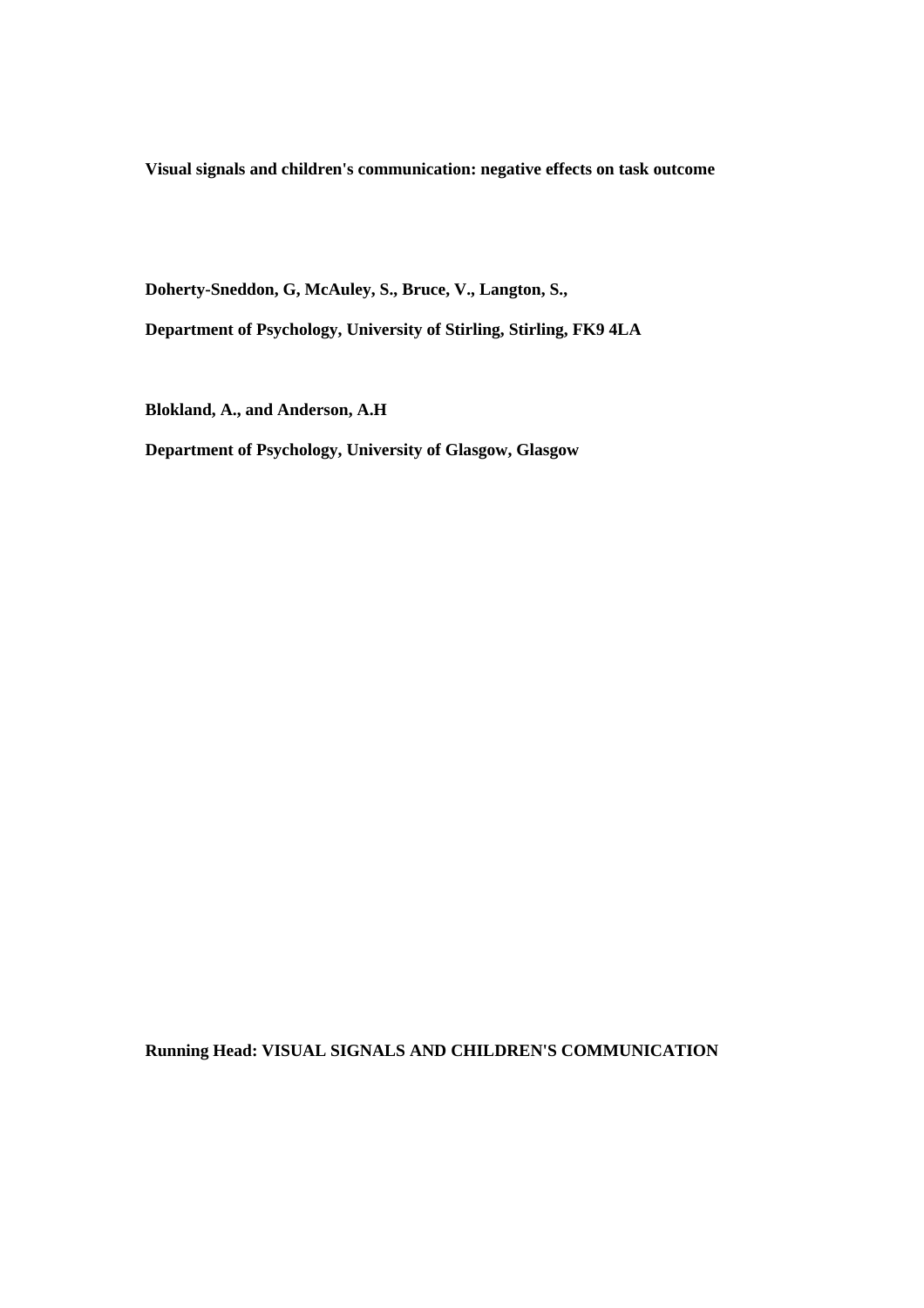# Visual signals and children's communication: negative effects on task outcome

**Doherty-Sneddon, G, McAuley, S., Bruce, V., Langton, S.,**

**Department of Psychology, University of Stirling, Stirling, FK9 4LA**

**Blokland, A., and Anderson, A.H**

**Department of Psychology, University of Glasgow, Glasgow**

**Running Head: VISUAL SIGNALS AND CHILDREN'S COMMUNICATION**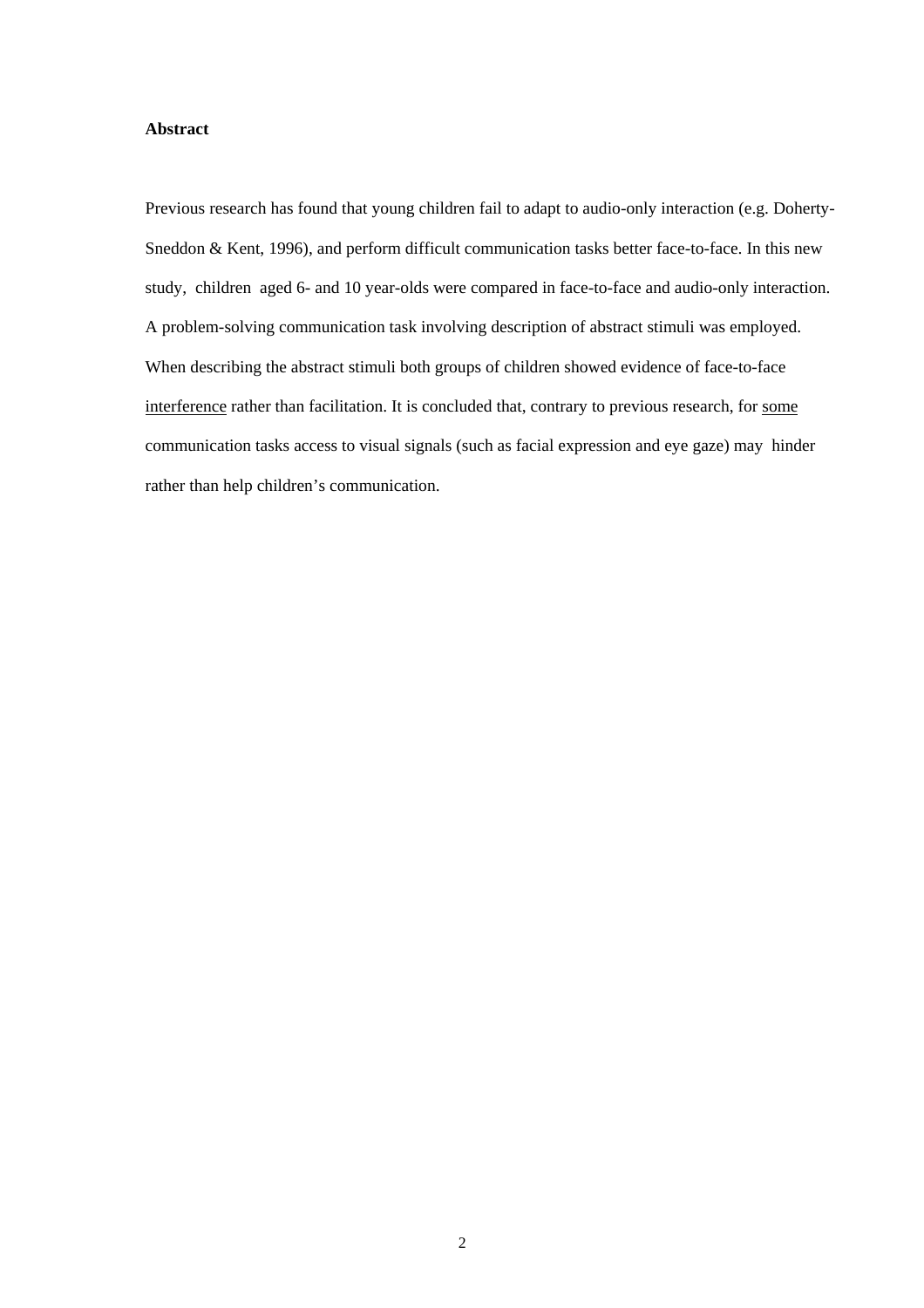**Abstract**

Previous research has found that young children fail to adapt to audio-only interaction (e.g. Doherty-Sneddon & Kent, 1996), and perform difficult communication tasks better face-to-face. In this new study, children aged 6- and 10 year-olds were compared in face-to-face and audio-only interaction. A problem-solving communication task involving description of abstract stimuli was employed. When describing the abstract stimuli both groups of children showed evidence of face-to-face <u>interference</u> rather than facilitation. It is concluded that, contrary to previous research, for <u>some</u> communication tasks access to visual signals (such as facial expression and eye gaze) may hinder rather than help children's communication.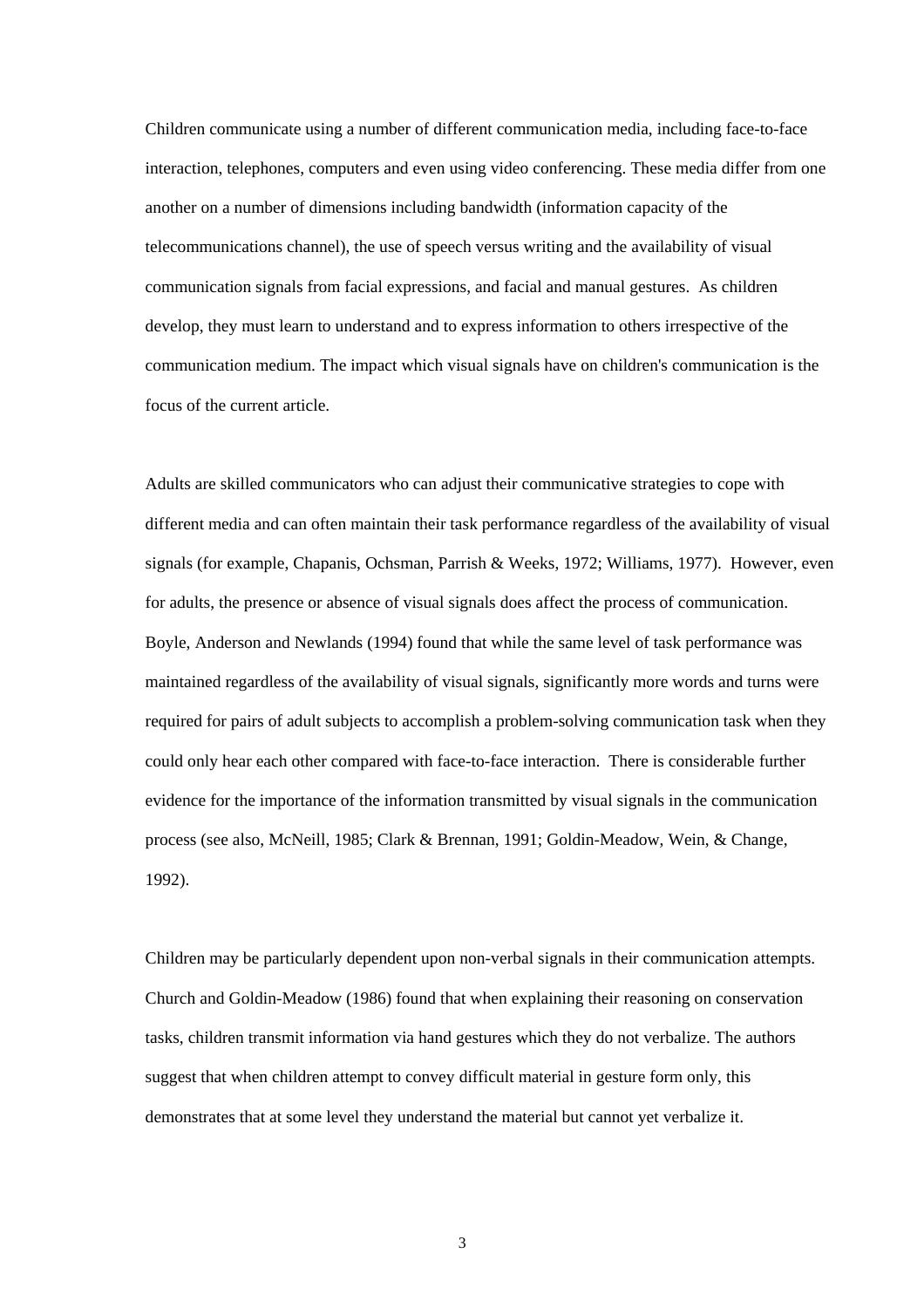Children communicate using a number of different communication media, including face-to-face interaction, telephones, computers and even using video conferencing. These media differ from one another on a number of dimensions including bandwidth (information capacity of the telecommunications channel), the use of speech versus writing and the availability of visual communication signals from facial expressions, and facial and manual gestures. As children develop, they must learn to understand and to express information to others irrespective of the communication medium. The impact which visual signals have on children's communication is the focus of the current article.

Adults are skilled communicators who can adjust their communicative strategies to cope with different media and can often maintain their task performance regardless of the availability of visual signals (for example, Chapanis, Ochsman, Parrish & Weeks, 1972; Williams, 1977). However, even for adults, the presence or absence of visual signals does affect the process of communication. Boyle, Anderson and Newlands (1994) found that while the same level of task performance was maintained regardless of the availability of visual signals, significantly more words and turns were required for pairs of adult subjects to accomplish a problem-solving communication task when they could only hear each other compared with face-to-face interaction. There is considerable further evidence for the importance of the information transmitted by visual signals in the communication process (see also, McNeill, 1985; Clark & Brennan, 1991; Goldin-Meadow, Wein, & Change, 1992).

Children may be particularly dependent upon non-verbal signals in their communication attempts. Church and Goldin-Meadow (1986) found that when explaining their reasoning on conservation tasks, children transmit information via hand gestures which they do not verbalize. The authors suggest that when children attempt to convey difficult material in gesture form only, this demonstrates that at some level they understand the material but cannot yet verbalize it.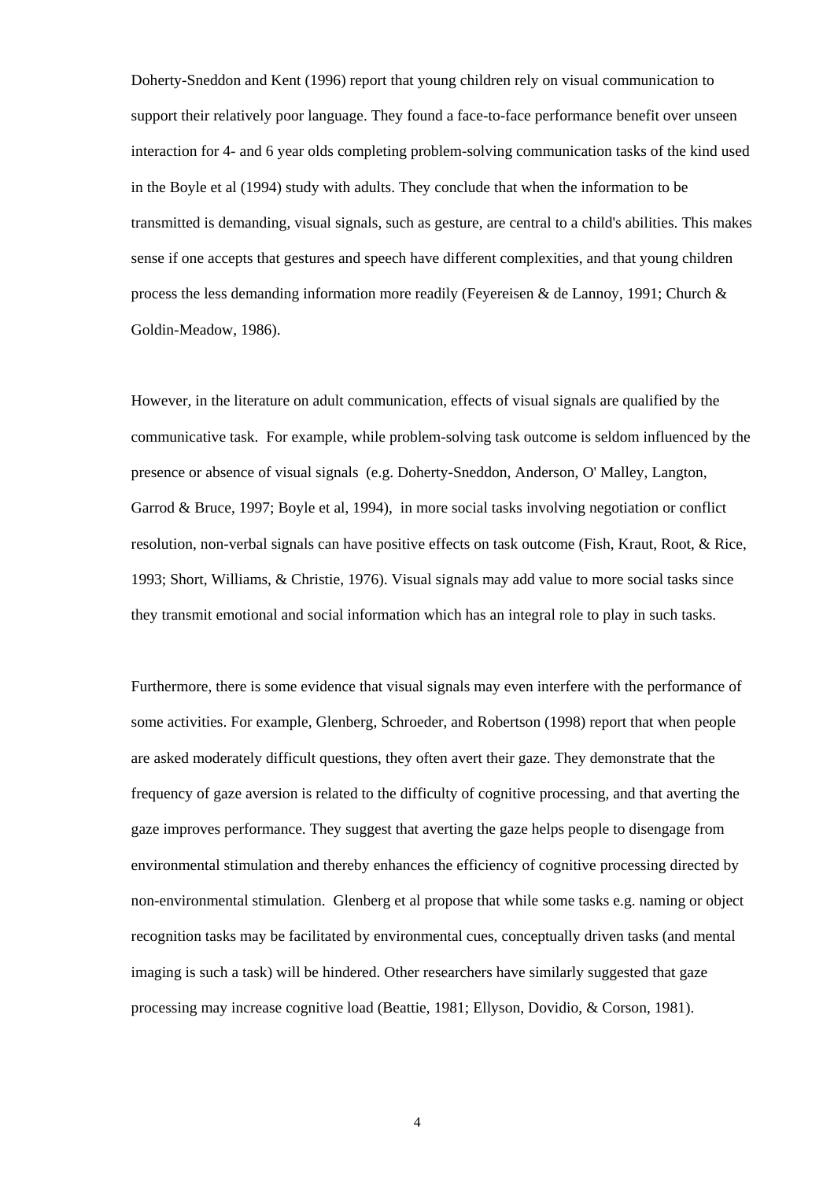Doherty-Sneddon and Kent (1996) report that young children rely on visual communication to support their relatively poor language. They found a face-to-face performance benefit over unseen interaction for 4- and 6 year olds completing problem-solving communication tasks of the kind used in the Boyle et al (1994) study with adults. They conclude that when the information to be transmitted is demanding, visual signals, such as gesture, are central to a child's abilities. This makes sense if one accepts that gestures and speech have different complexities, and that young children process the less demanding information more readily (Feyereisen & de Lannoy, 1991; Church & Goldin-Meadow, 1986).

However, in the literature on adult communication, effects of visual signals are qualified by the communicative task. For example, while problem-solving task outcome is seldom influenced by the presence or absence of visual signals (e.g. Doherty-Sneddon, Anderson, O' Malley, Langton, Garrod & Bruce, 1997; Boyle et al, 1994), in more social tasks involving negotiation or conflict resolution, non-verbal signals can have positive effects on task outcome (Fish, Kraut, Root, & Rice, 1993; Short, Williams, & Christie, 1976). Visual signals may add value to more social tasks since they transmit emotional and social information which has an integral role to play in such tasks.

Furthermore, there is some evidence that visual signals may even interfere with the performance of some activities. For example, Glenberg, Schroeder, and Robertson (1998) report that when people are asked moderately difficult questions, they often avert their gaze. They demonstrate that the frequency of gaze aversion is related to the difficulty of cognitive processing, and that averting the gaze improves performance. They suggest that averting the gaze helps people to disengage from environmental stimulation and thereby enhances the efficiency of cognitive processing directed by non-environmental stimulation. Glenberg et al propose that while some tasks e.g. naming or object recognition tasks may be facilitated by environmental cues, conceptually driven tasks (and mental imaging is such a task) will be hindered. Other researchers have similarly suggested that gaze processing may increase cognitive load (Beattie, 1981; Ellyson, Dovidio, & Corson, 1981).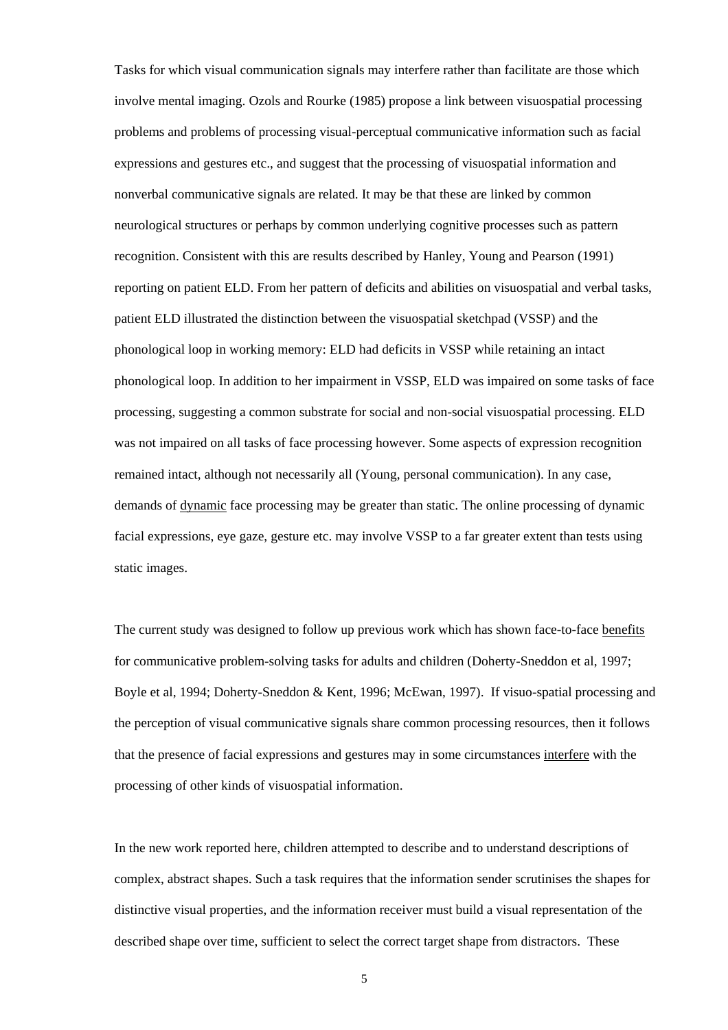Tasks for which visual communication signals may interfere rather than facilitate are those which involve mental imaging. Ozols and Rourke (1985) propose a link between visuospatial processing problems and problems of processing visual-perceptual communicative information such as facial expressions and gestures etc., and suggest that the processing of visuospatial information and nonverbal communicative signals are related. It may be that these are linked by common neurological structures or perhaps by common underlying cognitive processes such as pattern recognition. Consistent with this are results described by Hanley, Young and Pearson (1991) reporting on patient ELD. From her pattern of deficits and abilities on visuospatial and verbal tasks, patient ELD illustrated the distinction between the visuospatial sketchpad (VSSP) and the phonological loop in working memory: ELD had deficits in VSSP while retaining an intact phonological loop. In addition to her impairment in VSSP, ELD was impaired on some tasks of face processing, suggesting a common substrate for social and non-social visuospatial processing. ELD was not impaired on all tasks of face processing however. Some aspects of expression recognition remained intact, although not necessarily all (Young, personal communication). In any case, demands of <u>dynamic</u> face processing may be greater than static. The online processing of dynamic facial expressions, eye gaze, gesture etc. may involve VSSP to a far greater extent than tests using static images.

The current study was designed to follow up previous work which has shown face-to-face <u>benefits</u> for communicative problem-solving tasks for adults and children (Doherty-Sneddon et al, 1997; Boyle et al, 1994; Doherty-Sneddon & Kent, 1996; McEwan, 1997). If visuo-spatial processing and the perception of visual communicative signals share common processing resources, then it follows that the presence of facial expressions and gestures may in some circumstances <u>interfere</u> with the processing of other kinds of visuospatial information.

In the new work reported here, children attempted to describe and to understand descriptions of complex, abstract shapes. Such a task requires that the information sender scrutinises the shapes for distinctive visual properties, and the information receiver must build a visual representation of the described shape over time, sufficient to select the correct target shape from distractors. These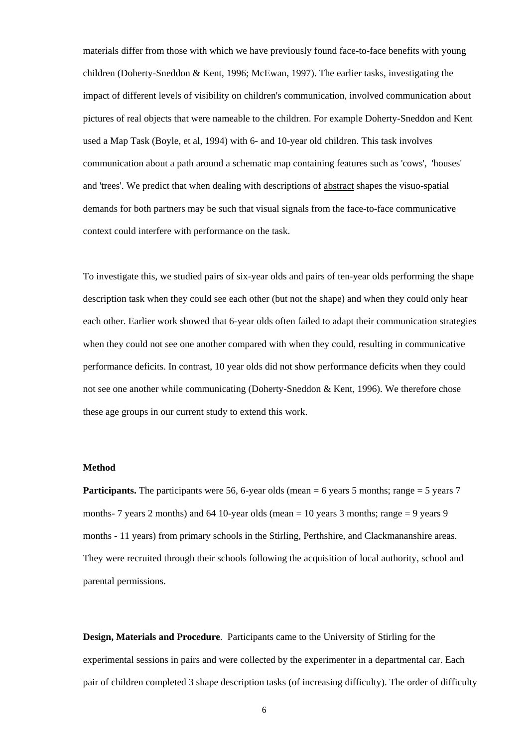materials differ from those with which we have previously found face-to-face benefits with young children (Doherty-Sneddon & Kent, 1996; McEwan, 1997). The earlier tasks, investigating the impact of different levels of visibility on children's communication, involved communication about pictures of real objects that were nameable to the children. For example Doherty-Sneddon and Kent used a Map Task (Boyle, et al, 1994) with 6- and 10-year old children. This task involves communication about a path around a schematic map containing features such as 'cows', 'houses' and 'trees'. We predict that when dealing with descriptions of abstract shapes the visuo-spatial demands for both partners may be such that visual signals from the face-to-face communicative context could interfere with performance on the task.

To investigate this, we studied pairs of six-year olds and pairs of ten-year olds performing the shape description task when they could see each other (but not the shape) and when they could only hear each other. Earlier work showed that 6-year olds often failed to adapt their communication strategies when they could not see one another compared with when they could, resulting in communicative performance deficits. In contrast, 10 year olds did not show performance deficits when they could not see one another while communicating (Doherty-Sneddon & Kent, 1996). We therefore chose these age groups in our current study to extend this work.

## Method

**Participants.** The participants were 56, 6-year olds (mean = 6 years 5 months; range = 5 years 7 months- 7 years 2 months) and 64 10-year olds (mean = 10 years 3 months; range = 9 years 9 months - 11 years) from primary schools in the Stirling, Perthshire, and Clackmananshire areas. They were recruited through their schools following the acquisition of local authority, school and parental permissions.

**Design, Materials and Procedure**. Participants came to the University of Stirling for the experimental sessions in pairs and were collected by the experimenter in a departmental car. Each pair of children completed 3 shape description tasks (of increasing difficulty). The order of difficulty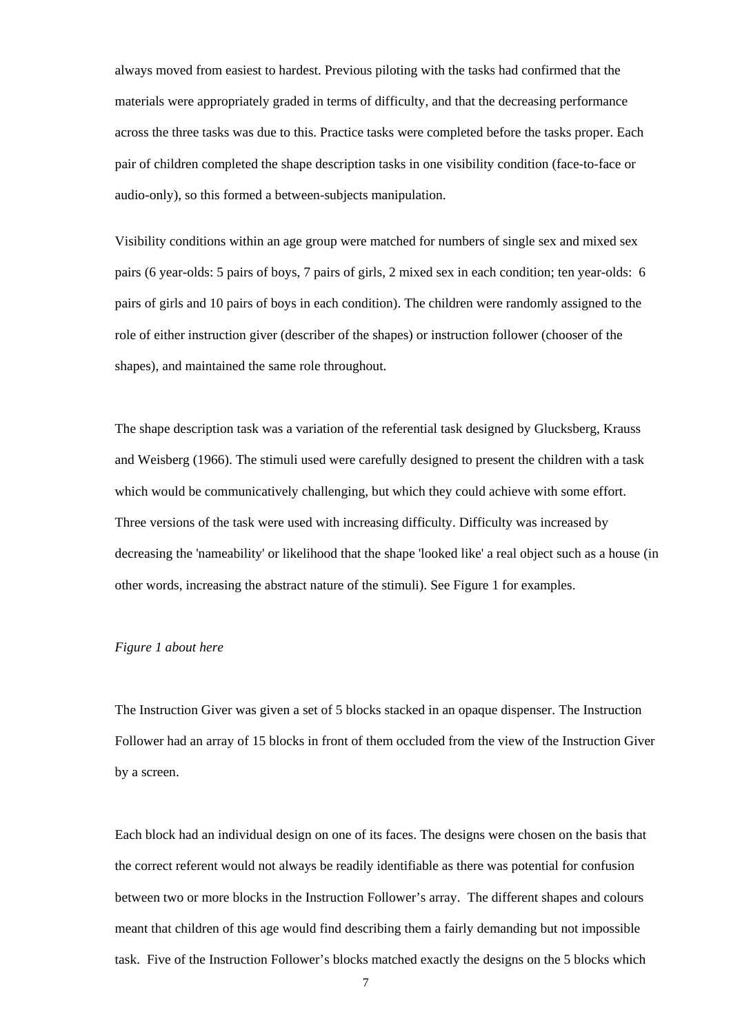always moved from easiest to hardest. Previous piloting with the tasks had confirmed that the materials were appropriately graded in terms of difficulty, and that the decreasing performance across the three tasks was due to this. Practice tasks were completed before the tasks proper. Each pair of children completed the shape description tasks in one visibility condition (face-to-face or audio-only), so this formed a between-subjects manipulation.

Visibility conditions within an age group were matched for numbers of single sex and mixed sex pairs (6 year-olds: 5 pairs of boys, 7 pairs of girls, 2 mixed sex in each condition; ten year-olds: 6 pairs of girls and 10 pairs of boys in each condition). The children were randomly assigned to the role of either instruction giver (describer of the shapes) or instruction follower (chooser of the shapes), and maintained the same role throughout.

The shape description task was a variation of the referential task designed by Glucksberg, Krauss and Weisberg (1966). The stimuli used were carefully designed to present the children with a task which would be communicatively challenging, but which they could achieve with some effort. Three versions of the task were used with increasing difficulty. Difficulty was increased by decreasing the 'nameability' or likelihood that the shape 'looked like' a real object such as a house (in other words, increasing the abstract nature of the stimuli). See Figure 1 for examples.

*Figure 1 about here*

The Instruction Giver was given a set of 5 blocks stacked in an opaque dispenser. The Instruction Follower had an array of 15 blocks in front of them occluded from the view of the Instruction Giver by a screen.

Each block had an individual design on one of its faces. The designs were chosen on the basis that the correct referent would not always be readily identifiable as there was potential for confusion between two or more blocks in the Instruction Follower's array. The different shapes and colours meant that children of this age would find describing them a fairly demanding but not impossible task. Five of the Instruction Follower's blocks matched exactly the designs on the 5 blocks which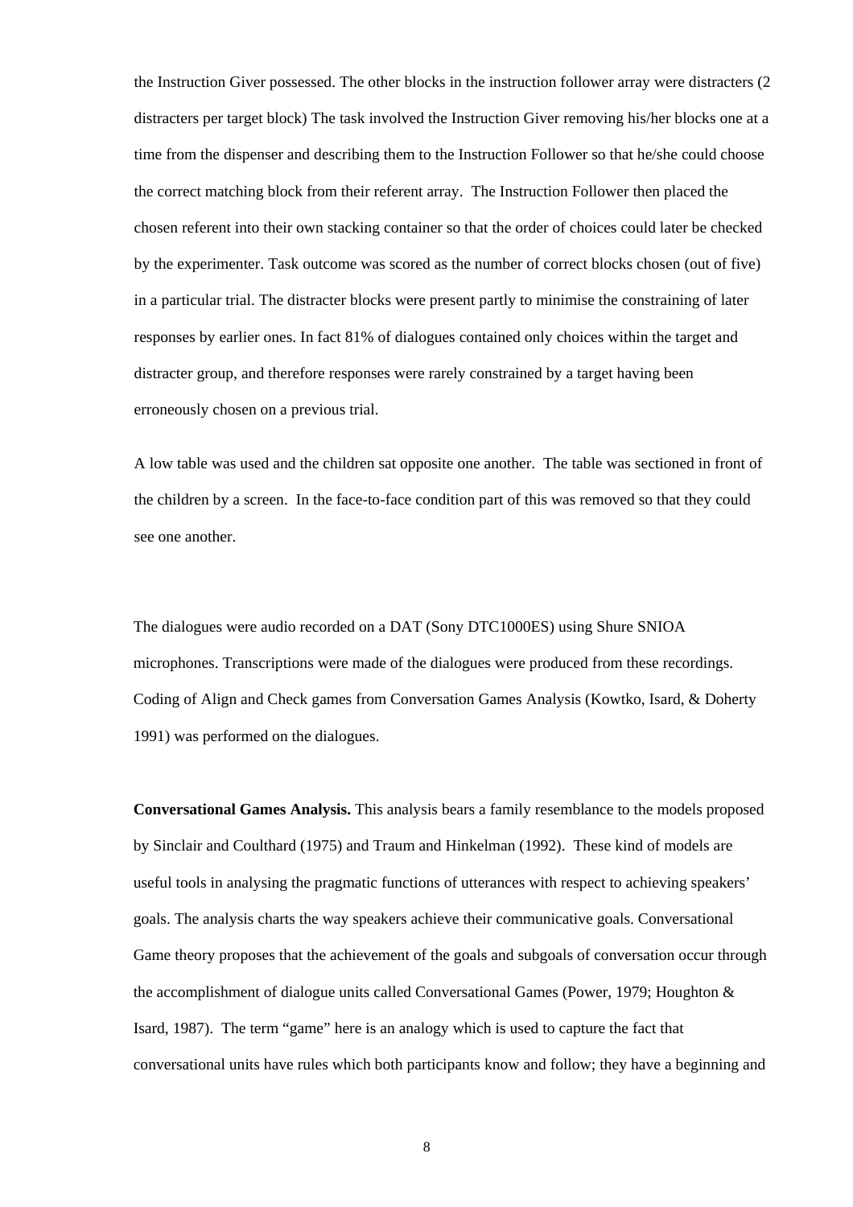the Instruction Giver possessed. The other blocks in the instruction follower array were distracters (2 distracters per target block) The task involved the Instruction Giver removing his/her blocks one at a time from the dispenser and describing them to the Instruction Follower so that he/she could choose the correct matching block from their referent array.  The Instruction Follower then placed the chosen referent into their own stacking container so that the order of choices could later be checked by the experimenter. Task outcome was scored as the number of correct blocks chosen (out of five) in a particular trial. The distracter blocks were present partly to minimise the constraining of later responses by earlier ones. In fact 81% of dialogues contained only choices within the target and distracter group, and therefore responses were rarely constrained by a target having been erroneously chosen on a previous trial.

A low table was used and the children sat opposite one another.  The table was sectioned in front of the children by a screen.  In the face-to-face condition part of this was removed so that they could see one another.

The dialogues were audio recorded on a DAT (Sony DTC1000ES) using Shure SNIOA microphones. Transcriptions were made of the dialogues were produced from these recordings. Coding of Align and Check games from Conversation Games Analysis (Kowtko, Isard, & Doherty 1991) was performed on the dialogues.

**Conversational Games Analysis.** This analysis bears a family resemblance to the models proposed by Sinclair and Coulthard (1975) and Traum and Hinkelman (1992).  These kind of models are useful tools in analysing the pragmatic functions of utterances with respect to achieving speakers' goals. The analysis charts the way speakers achieve their communicative goals. Conversational Game theory proposes that the achievement of the goals and subgoals of conversation occur through the accomplishment of dialogue units called Conversational Games (Power, 1979; Houghton & Isard, 1987).  The term "game" here is an analogy which is used to capture the fact that conversational units have rules which both participants know and follow; they have a beginning and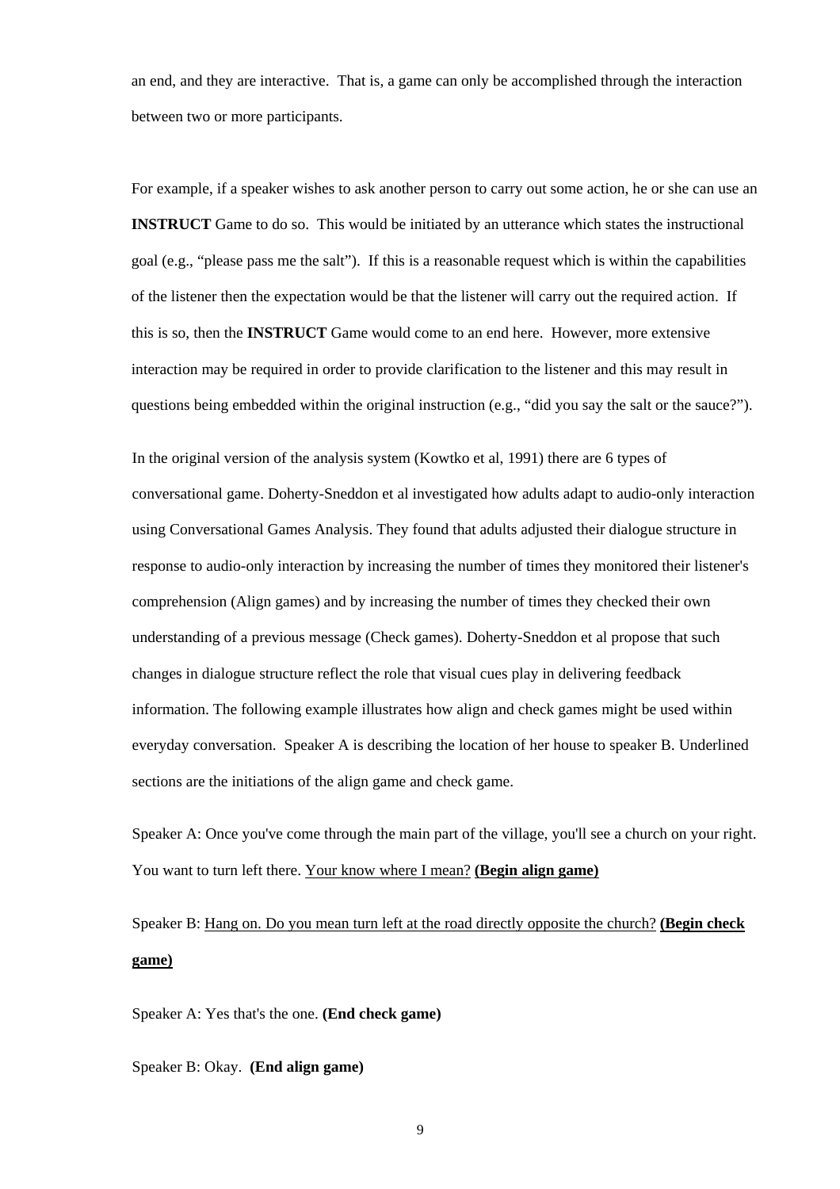an end, and they are interactive. That is, a game can only be accomplished through the interaction between two or more participants.

For example, if a speaker wishes to ask another person to carry out some action, he or she can use an **INSTRUCT** Game to do so. This would be initiated by an utterance which states the instructional goal (e.g., “please pass me the salt”). If this is a reasonable request which is within the capabilities of the listener then the expectation would be that the listener will carry out the required action. If this is so, then the **INSTRUCT** Game would come to an end here. However, more extensive interaction may be required in order to provide clarification to the listener and this may result in questions being embedded within the original instruction (e.g., “did you say the salt or the sauce?”).

In the original version of the analysis system (Kowtko et al, 1991) there are 6 types of conversational game. Doherty-Sneddon et al investigated how adults adapt to audio-only interaction using Conversational Games Analysis. They found that adults adjusted their dialogue structure in response to audio-only interaction by increasing the number of times they monitored their listener's comprehension (Align games) and by increasing the number of times they checked their own understanding of a previous message (Check games). Doherty-Sneddon et al propose that such changes in dialogue structure reflect the role that visual cues play in delivering feedback information. The following example illustrates how align and check games might be used within everyday conversation. Speaker A is describing the location of her house to speaker B. Underlined sections are the initiations of the align game and check game.

Speaker A: Once you've come through the main part of the village, you'll see a church on your right. You want to turn left there. <u>Your know where I mean?</u> <u>**(Begin align game)**</u>

Speaker B: <u>Hang on. Do you mean turn left at the road directly opposite the church?</u> <u>**(Begin check game)**</u>

Speaker A: Yes that's the one. **(End check game)**

Speaker B: Okay. **(End align game)**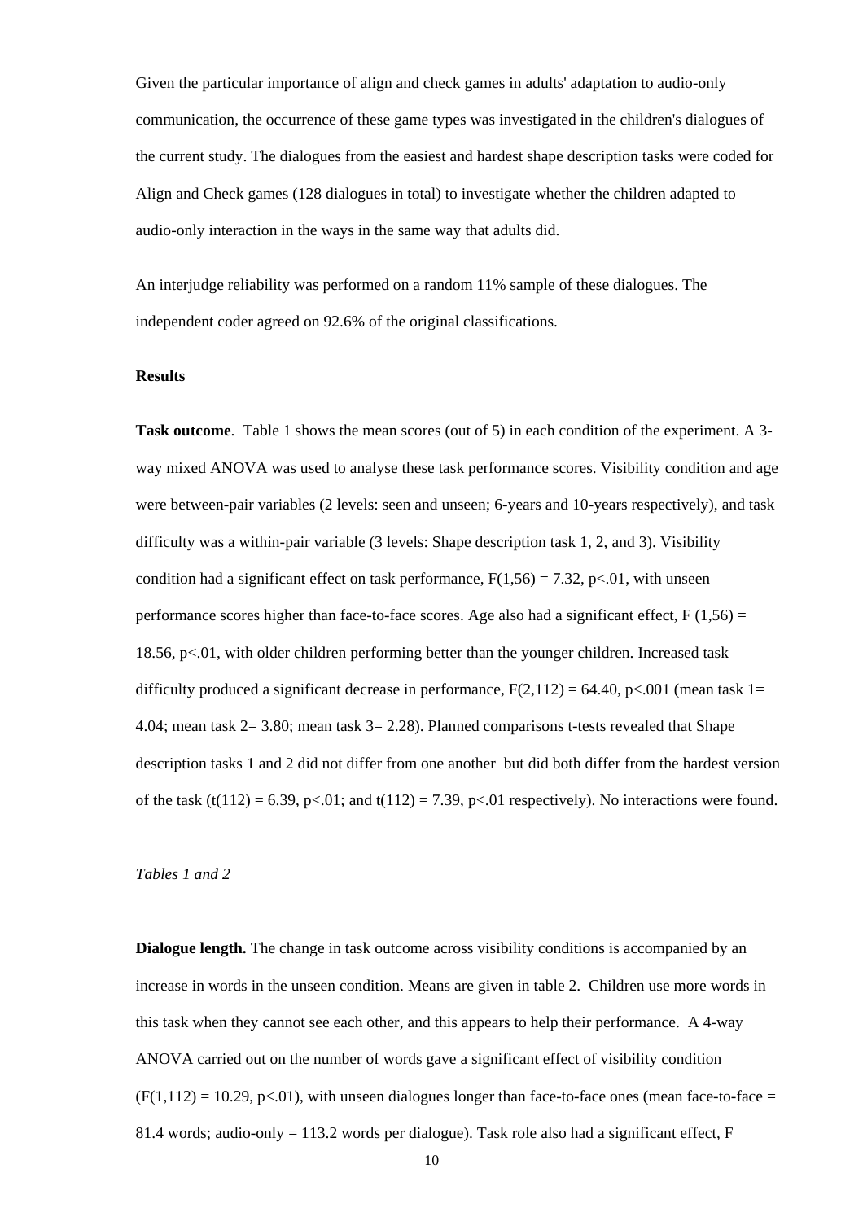Given the particular importance of align and check games in adults' adaptation to audio-only communication, the occurrence of these game types was investigated in the children's dialogues of the current study. The dialogues from the easiest and hardest shape description tasks were coded for Align and Check games (128 dialogues in total) to investigate whether the children adapted to audio-only interaction in the ways in the same way that adults did.

An interjudge reliability was performed on a random 11% sample of these dialogues. The independent coder agreed on 92.6% of the original classifications.

**Results**

**Task outcome**. Table 1 shows the mean scores (out of 5) in each condition of the experiment. A 3-way mixed ANOVA was used to analyse these task performance scores. Visibility condition and age were between-pair variables (2 levels: seen and unseen; 6-years and 10-years respectively), and task difficulty was a within-pair variable (3 levels: Shape description task 1, 2, and 3). Visibility condition had a significant effect on task performance, $F(1,56) = 7.32$, $p<.01$, with unseen performance scores higher than face-to-face scores. Age also had a significant effect, $F(1,56) = 18.56$, $p<.01$, with older children performing better than the younger children. Increased task difficulty produced a significant decrease in performance, $F(2,112) = 64.40$, $p<.001$ (mean task 1= 4.04; mean task 2= 3.80; mean task 3= 2.28). Planned comparisons t-tests revealed that Shape description tasks 1 and 2 did not differ from one another but did both differ from the hardest version of the task ($t(112) = 6.39$, $p<.01$; and $t(112) = 7.39$, $p<.01$ respectively). No interactions were found.

*Tables 1 and 2*

**Dialogue length.** The change in task outcome across visibility conditions is accompanied by an increase in words in the unseen condition. Means are given in table 2. Children use more words in this task when they cannot see each other, and this appears to help their performance. A 4-way ANOVA carried out on the number of words gave a significant effect of visibility condition ($F(1,112) = 10.29$, $p<.01$), with unseen dialogues longer than face-to-face ones (mean face-to-face = 81.4 words; audio-only = 113.2 words per dialogue). Task role also had a significant effect, F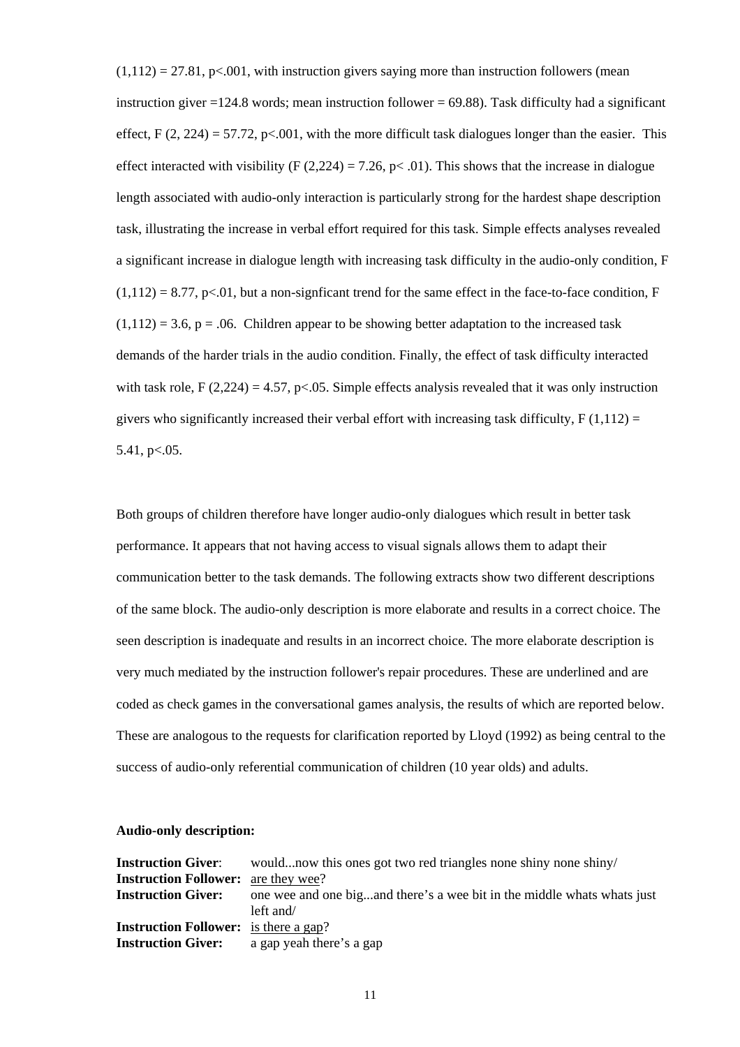$(1,112) = 27.81$, $p<.001$, with instruction givers saying more than instruction followers (mean instruction giver =124.8 words; mean instruction follower = 69.88). Task difficulty had a significant effect, $F (2, 224) = 57.72$, $p<.001$, with the more difficult task dialogues longer than the easier. This effect interacted with visibility ($F (2,224) = 7.26$, $p< .01$). This shows that the increase in dialogue length associated with audio-only interaction is particularly strong for the hardest shape description task, illustrating the increase in verbal effort required for this task. Simple effects analyses revealed a significant increase in dialogue length with increasing task difficulty in the audio-only condition, $F (1,112) = 8.77$, $p<.01$, but a non-signficant trend for the same effect in the face-to-face condition, $F (1,112) = 3.6$, $p = .06$. Children appear to be showing better adaptation to the increased task demands of the harder trials in the audio condition. Finally, the effect of task difficulty interacted with task role, $F (2,224) = 4.57$, $p<.05$. Simple effects analysis revealed that it was only instruction givers who significantly increased their verbal effort with increasing task difficulty, $F (1,112) = 5.41$, $p<.05$.

Both groups of children therefore have longer audio-only dialogues which result in better task performance. It appears that not having access to visual signals allows them to adapt their communication better to the task demands. The following extracts show two different descriptions of the same block. The audio-only description is more elaborate and results in a correct choice. The seen description is inadequate and results in an incorrect choice. The more elaborate description is very much mediated by the instruction follower's repair procedures. These are underlined and are coded as check games in the conversational games analysis, the results of which are reported below. These are analogous to the requests for clarification reported by Lloyd (1992) as being central to the success of audio-only referential communication of children (10 year olds) and adults.

**Audio-only description:**

**Instruction Giver**: would...now this ones got two red triangles none shiny none shiny/
**Instruction Follower:** <u>are they wee</u>?
**Instruction Giver:** one wee and one big...and there's a wee bit in the middle whats whats just left and/
**Instruction Follower:** <u>is there a gap</u>?
**Instruction Giver:** a gap yeah there's a gap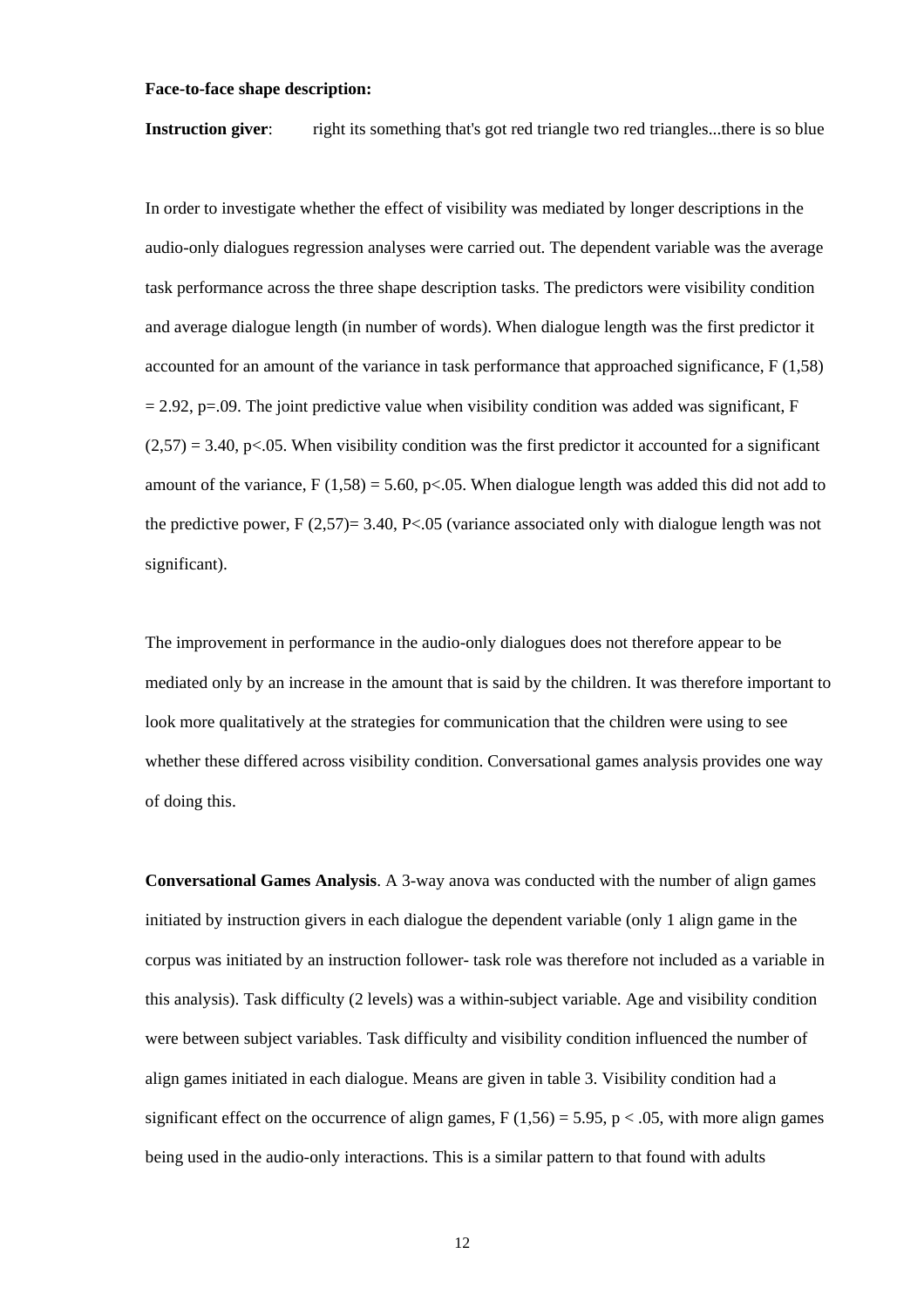**Face-to-face shape description:**

**Instruction giver**: right its something that's got red triangle two red triangles...there is so blue

In order to investigate whether the effect of visibility was mediated by longer descriptions in the audio-only dialogues regression analyses were carried out. The dependent variable was the average task performance across the three shape description tasks. The predictors were visibility condition and average dialogue length (in number of words). When dialogue length was the first predictor it accounted for an amount of the variance in task performance that approached significance, $F (1,58) = 2.92$, $p=.09$. The joint predictive value when visibility condition was added was significant, $F (2,57) = 3.40$, $p<.05$. When visibility condition was the first predictor it accounted for a significant amount of the variance, $F (1,58) = 5.60$, $p<.05$. When dialogue length was added this did not add to the predictive power, $F (2,57)= 3.40$, $P<.05$ (variance associated only with dialogue length was not significant).

The improvement in performance in the audio-only dialogues does not therefore appear to be mediated only by an increase in the amount that is said by the children. It was therefore important to look more qualitatively at the strategies for communication that the children were using to see whether these differed across visibility condition. Conversational games analysis provides one way of doing this.

**Conversational Games Analysis**. A 3-way anova was conducted with the number of align games initiated by instruction givers in each dialogue the dependent variable (only 1 align game in the corpus was initiated by an instruction follower- task role was therefore not included as a variable in this analysis). Task difficulty (2 levels) was a within-subject variable. Age and visibility condition were between subject variables. Task difficulty and visibility condition influenced the number of align games initiated in each dialogue. Means are given in table 3. Visibility condition had a significant effect on the occurrence of align games, $F (1,56) = 5.95$, $p < .05$, with more align games being used in the audio-only interactions. This is a similar pattern to that found with adults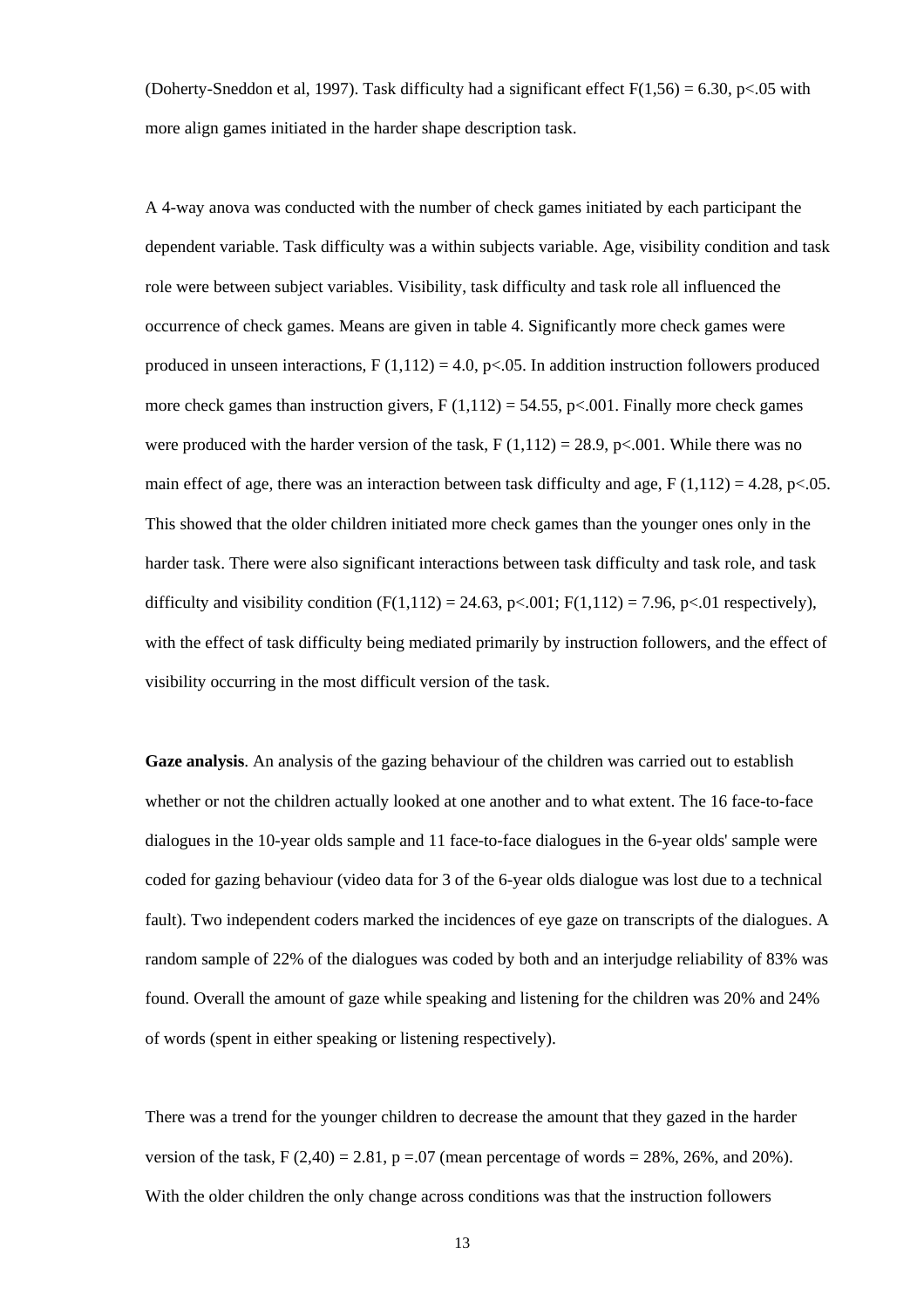(Doherty-Sneddon et al, 1997). Task difficulty had a significant effect $F(1,56) = 6.30$, $p<.05$ with more align games initiated in the harder shape description task.

A 4-way anova was conducted with the number of check games initiated by each participant the dependent variable. Task difficulty was a within subjects variable. Age, visibility condition and task role were between subject variables. Visibility, task difficulty and task role all influenced the occurrence of check games. Means are given in table 4. Significantly more check games were produced in unseen interactions, $F (1,112) = 4.0$, $p<.05$. In addition instruction followers produced more check games than instruction givers, $F (1,112) = 54.55$, $p<.001$. Finally more check games were produced with the harder version of the task, $F (1,112) = 28.9$, $p<.001$. While there was no main effect of age, there was an interaction between task difficulty and age, $F (1,112) = 4.28$, $p<.05$. This showed that the older children initiated more check games than the younger ones only in the harder task. There were also significant interactions between task difficulty and task role, and task difficulty and visibility condition ($F(1,112) = 24.63$, $p<.001$; $F(1,112) = 7.96$, $p<.01$ respectively), with the effect of task difficulty being mediated primarily by instruction followers, and the effect of visibility occurring in the most difficult version of the task.

**Gaze analysis**. An analysis of the gazing behaviour of the children was carried out to establish whether or not the children actually looked at one another and to what extent. The 16 face-to-face dialogues in the 10-year olds sample and 11 face-to-face dialogues in the 6-year olds' sample were coded for gazing behaviour (video data for 3 of the 6-year olds dialogue was lost due to a technical fault). Two independent coders marked the incidences of eye gaze on transcripts of the dialogues. A random sample of 22% of the dialogues was coded by both and an interjudge reliability of 83% was found. Overall the amount of gaze while speaking and listening for the children was 20% and 24% of words (spent in either speaking or listening respectively).

There was a trend for the younger children to decrease the amount that they gazed in the harder version of the task, $F (2,40) = 2.81$, $p =.07$ (mean percentage of words = 28%, 26%, and 20%). With the older children the only change across conditions was that the instruction followers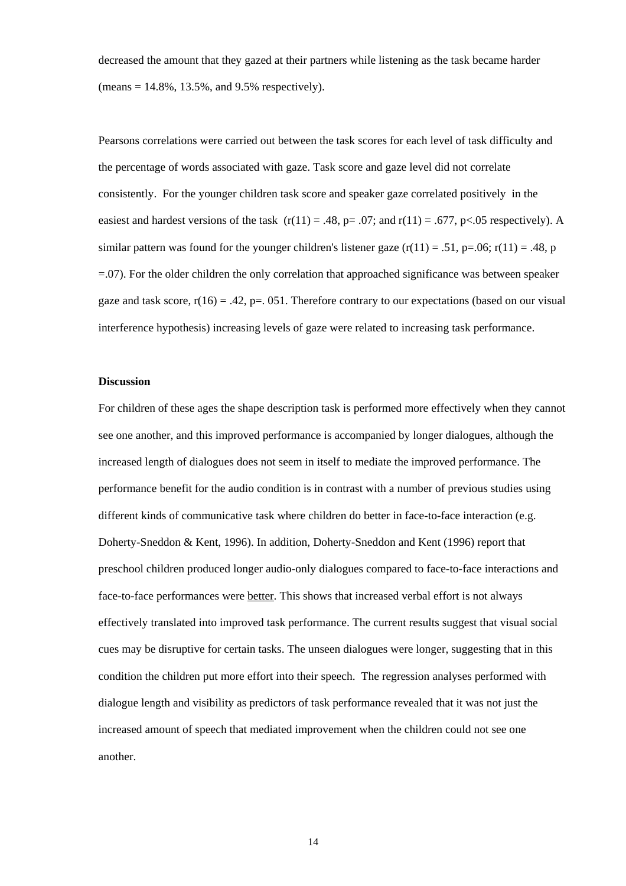decreased the amount that they gazed at their partners while listening as the task became harder (means = 14.8%, 13.5%, and 9.5% respectively).

Pearsons correlations were carried out between the task scores for each level of task difficulty and the percentage of words associated with gaze. Task score and gaze level did not correlate consistently. For the younger children task score and speaker gaze correlated positively in the easiest and hardest versions of the task ($r(11) = .48$, $p = .07$; and $r(11) = .677$, $p < .05$ respectively). A similar pattern was found for the younger children's listener gaze ($r(11) = .51$, $p = .06$; $r(11) = .48$, $p = .07$). For the older children the only correlation that approached significance was between speaker gaze and task score, $r(16) = .42$, $p = .051$. Therefore contrary to our expectations (based on our visual interference hypothesis) increasing levels of gaze were related to increasing task performance.

**Discussion**

For children of these ages the shape description task is performed more effectively when they cannot see one another, and this improved performance is accompanied by longer dialogues, although the increased length of dialogues does not seem in itself to mediate the improved performance. The performance benefit for the audio condition is in contrast with a number of previous studies using different kinds of communicative task where children do better in face-to-face interaction (e.g. Doherty-Sneddon & Kent, 1996). In addition, Doherty-Sneddon and Kent (1996) report that preschool children produced longer audio-only dialogues compared to face-to-face interactions and face-to-face performances were <u>better</u>. This shows that increased verbal effort is not always effectively translated into improved task performance. The current results suggest that visual social cues may be disruptive for certain tasks. The unseen dialogues were longer, suggesting that in this condition the children put more effort into their speech. The regression analyses performed with dialogue length and visibility as predictors of task performance revealed that it was not just the increased amount of speech that mediated improvement when the children could not see one another.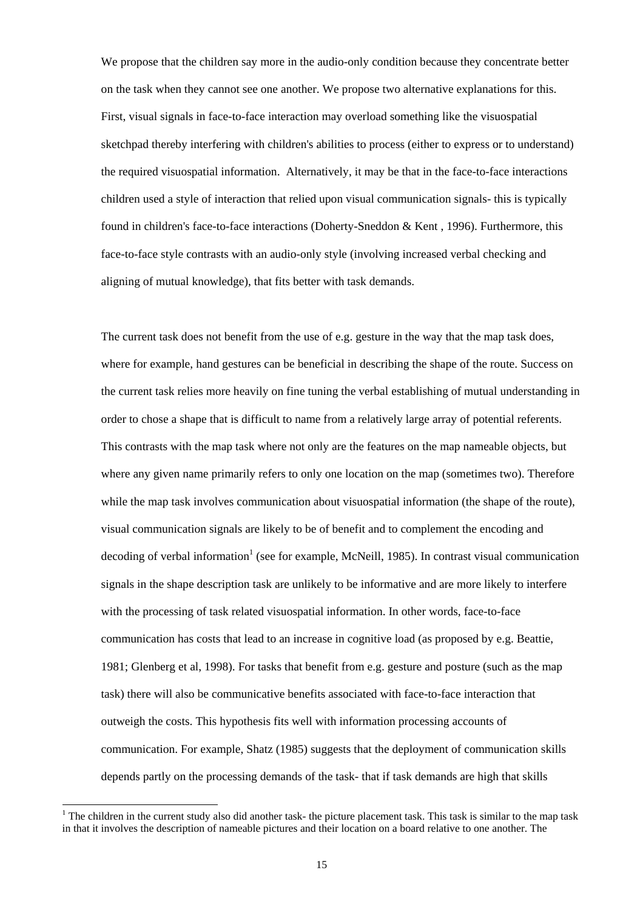We propose that the children say more in the audio-only condition because they concentrate better on the task when they cannot see one another. We propose two alternative explanations for this. First, visual signals in face-to-face interaction may overload something like the visuospatial sketchpad thereby interfering with children's abilities to process (either to express or to understand) the required visuospatial information. Alternatively, it may be that in the face-to-face interactions children used a style of interaction that relied upon visual communication signals- this is typically found in children's face-to-face interactions (Doherty-Sneddon & Kent , 1996). Furthermore, this face-to-face style contrasts with an audio-only style (involving increased verbal checking and aligning of mutual knowledge), that fits better with task demands.

The current task does not benefit from the use of e.g. gesture in the way that the map task does, where for example, hand gestures can be beneficial in describing the shape of the route. Success on the current task relies more heavily on fine tuning the verbal establishing of mutual understanding in order to chose a shape that is difficult to name from a relatively large array of potential referents. This contrasts with the map task where not only are the features on the map nameable objects, but where any given name primarily refers to only one location on the map (sometimes two). Therefore while the map task involves communication about visuospatial information (the shape of the route), visual communication signals are likely to be of benefit and to complement the encoding and decoding of verbal information[1] (see for example, McNeill, 1985). In contrast visual communication signals in the shape description task are unlikely to be informative and are more likely to interfere with the processing of task related visuospatial information. In other words, face-to-face communication has costs that lead to an increase in cognitive load (as proposed by e.g. Beattie, 1981; Glenberg et al, 1998). For tasks that benefit from e.g. gesture and posture (such as the map task) there will also be communicative benefits associated with face-to-face interaction that outweigh the costs. This hypothesis fits well with information processing accounts of communication. For example, Shatz (1985) suggests that the deployment of communication skills depends partly on the processing demands of the task- that if task demands are high that skills

[1] The children in the current study also did another task- the picture placement task. This task is similar to the map task in that it involves the description of nameable pictures and their location on a board relative to one another. The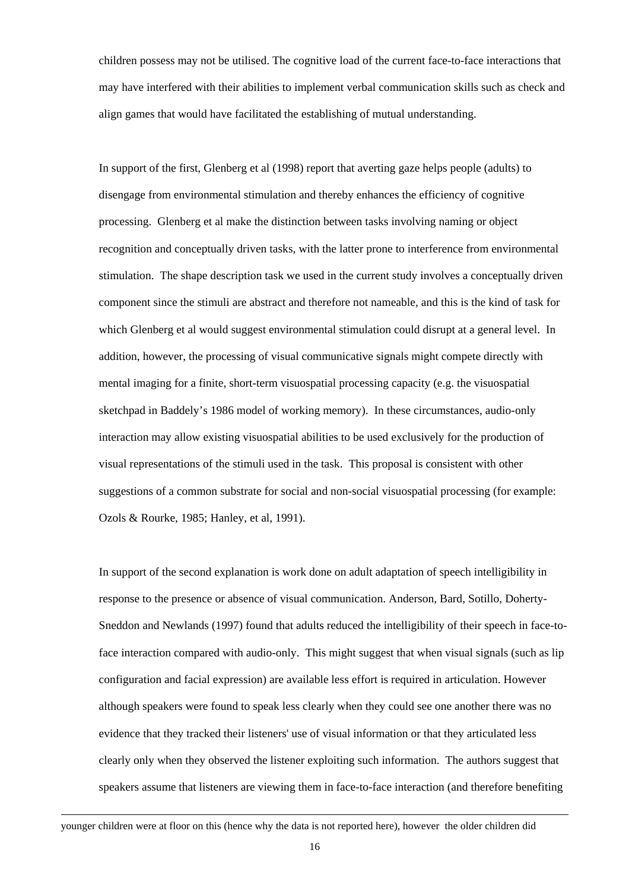children possess may not be utilised. The cognitive load of the current face-to-face interactions that may have interfered with their abilities to implement verbal communication skills such as check and align games that would have facilitated the establishing of mutual understanding.

In support of the first, Glenberg et al (1998) report that averting gaze helps people (adults) to disengage from environmental stimulation and thereby enhances the efficiency of cognitive processing. Glenberg et al make the distinction between tasks involving naming or object recognition and conceptually driven tasks, with the latter prone to interference from environmental stimulation. The shape description task we used in the current study involves a conceptually driven component since the stimuli are abstract and therefore not nameable, and this is the kind of task for which Glenberg et al would suggest environmental stimulation could disrupt at a general level. In addition, however, the processing of visual communicative signals might compete directly with mental imaging for a finite, short-term visuospatial processing capacity (e.g. the visuospatial sketchpad in Baddely's 1986 model of working memory). In these circumstances, audio-only interaction may allow existing visuospatial abilities to be used exclusively for the production of visual representations of the stimuli used in the task. This proposal is consistent with other suggestions of a common substrate for social and non-social visuospatial processing (for example: Ozols & Rourke, 1985; Hanley, et al, 1991).

In support of the second explanation is work done on adult adaptation of speech intelligibility in response to the presence or absence of visual communication. Anderson, Bard, Sotillo, Doherty-Sneddon and Newlands (1997) found that adults reduced the intelligibility of their speech in face-to-face interaction compared with audio-only. This might suggest that when visual signals (such as lip configuration and facial expression) are available less effort is required in articulation. However although speakers were found to speak less clearly when they could see one another there was no evidence that they tracked their listeners' use of visual information or that they articulated less clearly only when they observed the listener exploiting such information. The authors suggest that speakers assume that listeners are viewing them in face-to-face interaction (and therefore benefiting

---

younger children were at floor on this (hence why the data is not reported here), however the older children did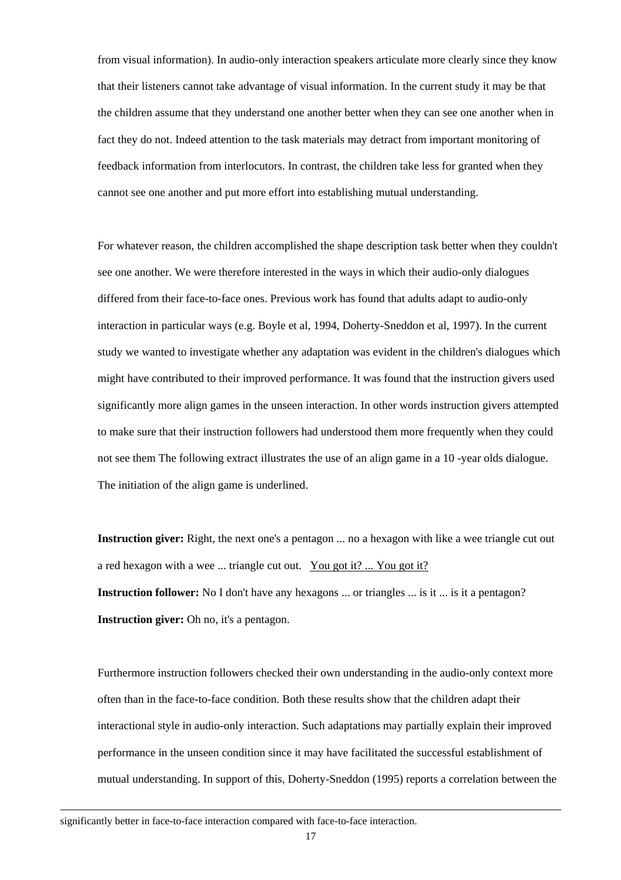from visual information). In audio-only interaction speakers articulate more clearly since they know that their listeners cannot take advantage of visual information. In the current study it may be that the children assume that they understand one another better when they can see one another when in fact they do not. Indeed attention to the task materials may detract from important monitoring of feedback information from interlocutors. In contrast, the children take less for granted when they cannot see one another and put more effort into establishing mutual understanding.

For whatever reason, the children accomplished the shape description task better when they couldn't see one another. We were therefore interested in the ways in which their audio-only dialogues differed from their face-to-face ones. Previous work has found that adults adapt to audio-only interaction in particular ways (e.g. Boyle et al, 1994, Doherty-Sneddon et al, 1997). In the current study we wanted to investigate whether any adaptation was evident in the children's dialogues which might have contributed to their improved performance. It was found that the instruction givers used significantly more align games in the unseen interaction. In other words instruction givers attempted to make sure that their instruction followers had understood them more frequently when they could not see them The following extract illustrates the use of an align game in a 10 -year olds dialogue. The initiation of the align game is underlined.

**Instruction giver:** Right, the next one's a pentagon ... no a hexagon with like a wee triangle cut out a red hexagon with a wee ... triangle cut out. <u>You got it? ... You got it?</u>
**Instruction follower:** No I don't have any hexagons ... or triangles ... is it ... is it a pentagon?
**Instruction giver:** Oh no, it's a pentagon.

Furthermore instruction followers checked their own understanding in the audio-only context more often than in the face-to-face condition. Both these results show that the children adapt their interactional style in audio-only interaction. Such adaptations may partially explain their improved performance in the unseen condition since it may have facilitated the successful establishment of mutual understanding. In support of this, Doherty-Sneddon (1995) reports a correlation between the

---

significantly better in face-to-face interaction compared with face-to-face interaction.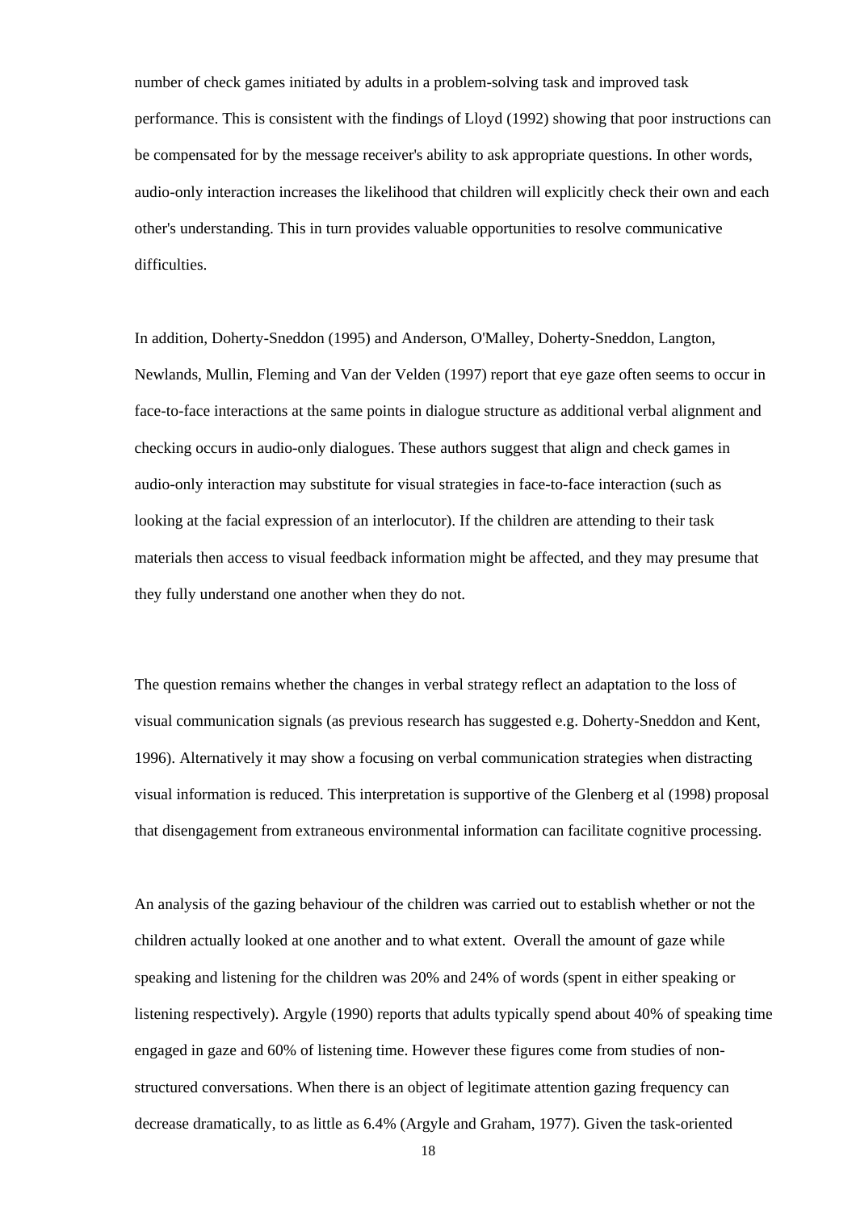number of check games initiated by adults in a problem-solving task and improved task performance. This is consistent with the findings of Lloyd (1992) showing that poor instructions can be compensated for by the message receiver's ability to ask appropriate questions. In other words, audio-only interaction increases the likelihood that children will explicitly check their own and each other's understanding. This in turn provides valuable opportunities to resolve communicative difficulties.

In addition, Doherty-Sneddon (1995) and Anderson, O'Malley, Doherty-Sneddon, Langton, Newlands, Mullin, Fleming and Van der Velden (1997) report that eye gaze often seems to occur in face-to-face interactions at the same points in dialogue structure as additional verbal alignment and checking occurs in audio-only dialogues. These authors suggest that align and check games in audio-only interaction may substitute for visual strategies in face-to-face interaction (such as looking at the facial expression of an interlocutor). If the children are attending to their task materials then access to visual feedback information might be affected, and they may presume that they fully understand one another when they do not.

The question remains whether the changes in verbal strategy reflect an adaptation to the loss of visual communication signals (as previous research has suggested e.g. Doherty-Sneddon and Kent, 1996). Alternatively it may show a focusing on verbal communication strategies when distracting visual information is reduced. This interpretation is supportive of the Glenberg et al (1998) proposal that disengagement from extraneous environmental information can facilitate cognitive processing.

An analysis of the gazing behaviour of the children was carried out to establish whether or not the children actually looked at one another and to what extent. Overall the amount of gaze while speaking and listening for the children was 20% and 24% of words (spent in either speaking or listening respectively). Argyle (1990) reports that adults typically spend about 40% of speaking time engaged in gaze and 60% of listening time. However these figures come from studies of non-structured conversations. When there is an object of legitimate attention gazing frequency can decrease dramatically, to as little as 6.4% (Argyle and Graham, 1977). Given the task-oriented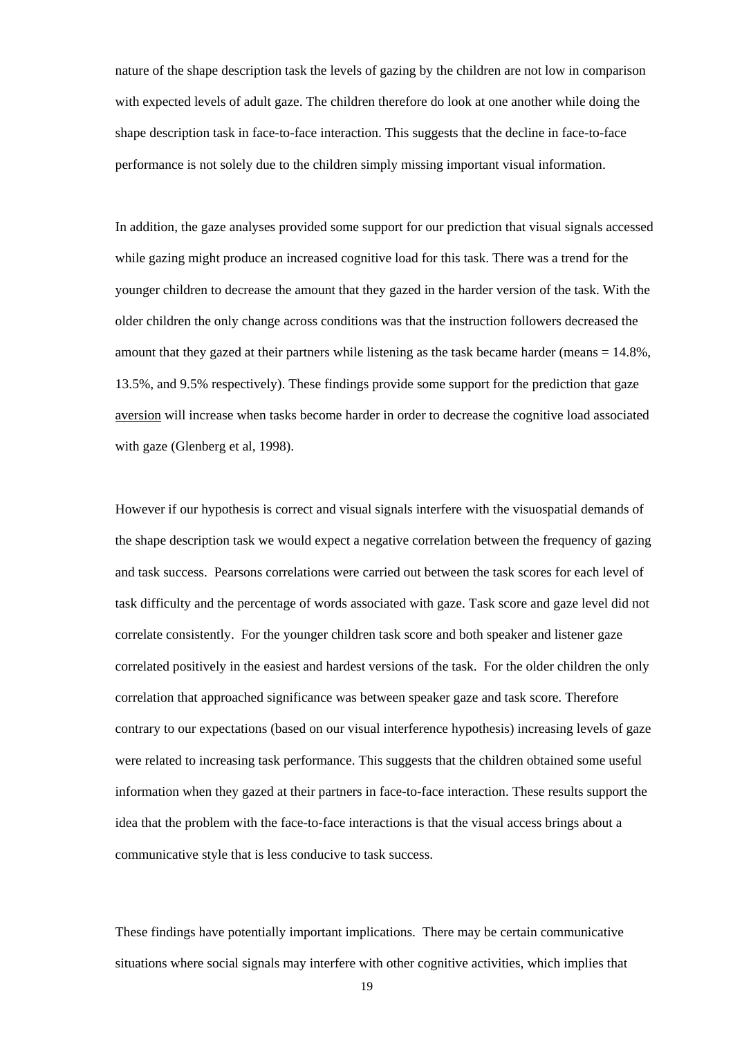nature of the shape description task the levels of gazing by the children are not low in comparison with expected levels of adult gaze. The children therefore do look at one another while doing the shape description task in face-to-face interaction. This suggests that the decline in face-to-face performance is not solely due to the children simply missing important visual information.

In addition, the gaze analyses provided some support for our prediction that visual signals accessed while gazing might produce an increased cognitive load for this task. There was a trend for the younger children to decrease the amount that they gazed in the harder version of the task. With the older children the only change across conditions was that the instruction followers decreased the amount that they gazed at their partners while listening as the task became harder (means = 14.8%, 13.5%, and 9.5% respectively). These findings provide some support for the prediction that gaze <u>aversion</u> will increase when tasks become harder in order to decrease the cognitive load associated with gaze (Glenberg et al, 1998).

However if our hypothesis is correct and visual signals interfere with the visuospatial demands of the shape description task we would expect a negative correlation between the frequency of gazing and task success. Pearsons correlations were carried out between the task scores for each level of task difficulty and the percentage of words associated with gaze. Task score and gaze level did not correlate consistently. For the younger children task score and both speaker and listener gaze correlated positively in the easiest and hardest versions of the task. For the older children the only correlation that approached significance was between speaker gaze and task score. Therefore contrary to our expectations (based on our visual interference hypothesis) increasing levels of gaze were related to increasing task performance. This suggests that the children obtained some useful information when they gazed at their partners in face-to-face interaction. These results support the idea that the problem with the face-to-face interactions is that the visual access brings about a communicative style that is less conducive to task success.

These findings have potentially important implications. There may be certain communicative situations where social signals may interfere with other cognitive activities, which implies that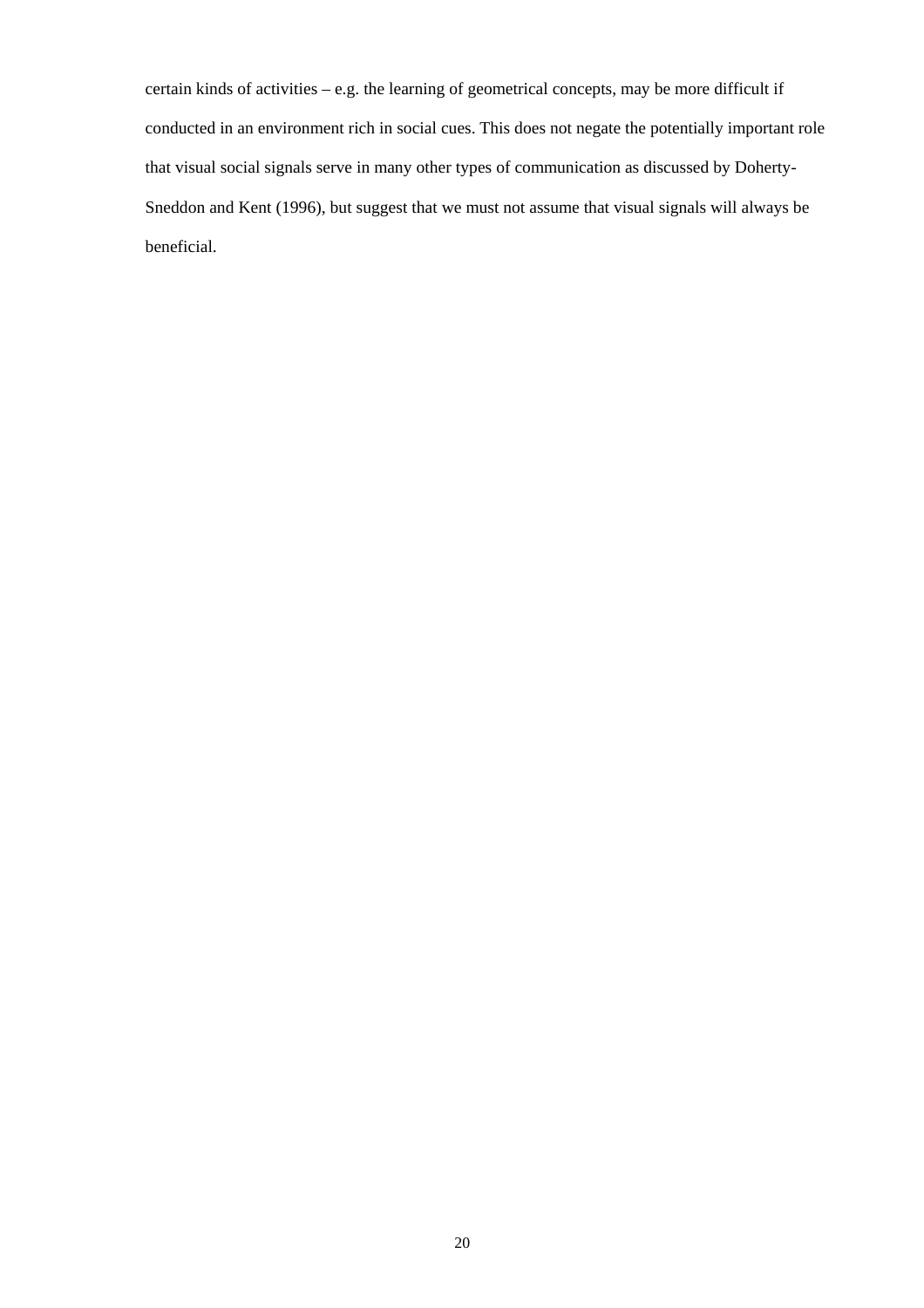certain kinds of activities – e.g. the learning of geometrical concepts, may be more difficult if conducted in an environment rich in social cues. This does not negate the potentially important role that visual social signals serve in many other types of communication as discussed by Doherty-Sneddon and Kent (1996), but suggest that we must not assume that visual signals will always be beneficial.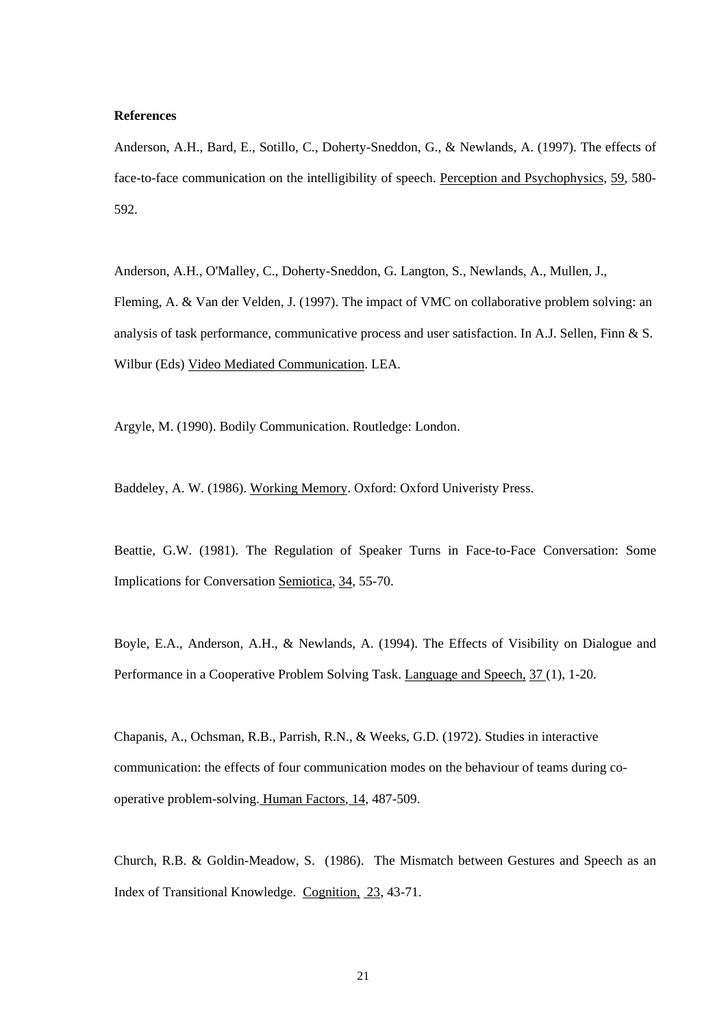**References**

Anderson, A.H., Bard, E., Sotillo, C., Doherty-Sneddon, G., & Newlands, A. (1997). The effects of face-to-face communication on the intelligibility of speech. Perception and Psychophysics, 59, 580-592.

Anderson, A.H., O'Malley, C., Doherty-Sneddon, G. Langton, S., Newlands, A., Mullen, J., Fleming, A. & Van der Velden, J. (1997). The impact of VMC on collaborative problem solving: an analysis of task performance, communicative process and user satisfaction. In A.J. Sellen, Finn & S. Wilbur (Eds) Video Mediated Communication. LEA.

Argyle, M. (1990). Bodily Communication. Routledge: London.

Baddeley, A. W. (1986). Working Memory. Oxford: Oxford Univeristy Press.

Beattie, G.W. (1981). The Regulation of Speaker Turns in Face-to-Face Conversation: Some Implications for Conversation Semiotica, 34, 55-70.

Boyle, E.A., Anderson, A.H., & Newlands, A. (1994). The Effects of Visibility on Dialogue and Performance in a Cooperative Problem Solving Task. Language and Speech, 37 (1), 1-20.

Chapanis, A., Ochsman, R.B., Parrish, R.N., & Weeks, G.D. (1972). Studies in interactive communication: the effects of four communication modes on the behaviour of teams during co-operative problem-solving. Human Factors, 14, 487-509.

Church, R.B. & Goldin-Meadow, S. (1986). The Mismatch between Gestures and Speech as an Index of Transitional Knowledge. Cognition, 23, 43-71.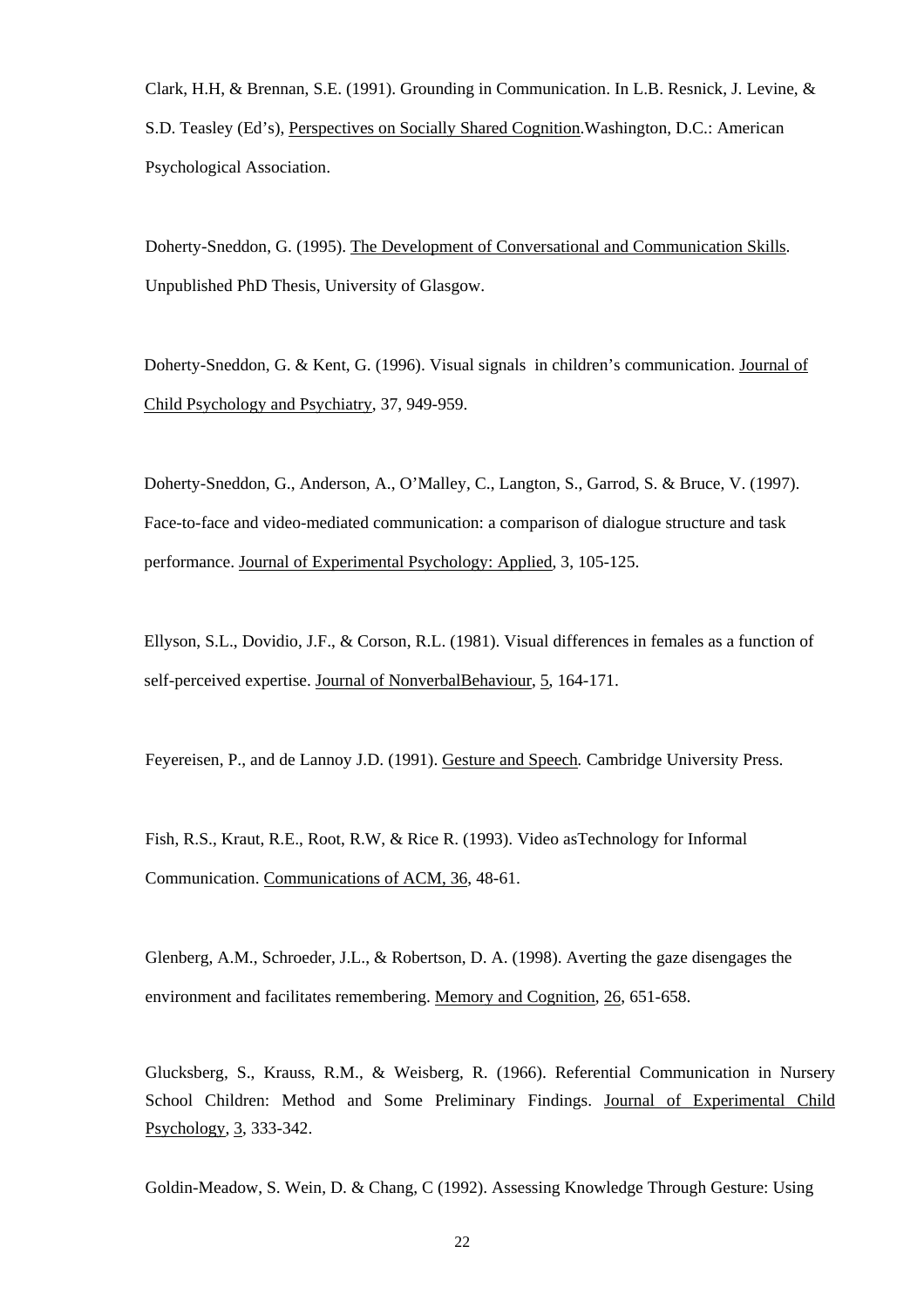Clark, H.H, & Brennan, S.E. (1991). Grounding in Communication. In L.B. Resnick, J. Levine, & S.D. Teasley (Ed's), Perspectives on Socially Shared Cognition.Washington, D.C.: American Psychological Association.

Doherty-Sneddon, G. (1995). The Development of Conversational and Communication Skills. Unpublished PhD Thesis, University of Glasgow.

Doherty-Sneddon, G. & Kent, G. (1996). Visual signals in children's communication. Journal of Child Psychology and Psychiatry, 37, 949-959.

Doherty-Sneddon, G., Anderson, A., O'Malley, C., Langton, S., Garrod, S. & Bruce, V. (1997). Face-to-face and video-mediated communication: a comparison of dialogue structure and task performance. Journal of Experimental Psychology: Applied, 3, 105-125.

Ellyson, S.L., Dovidio, J.F., & Corson, R.L. (1981). Visual differences in females as a function of self-perceived expertise. Journal of NonverbalBehaviour, 5, 164-171.

Feyereisen, P., and de Lannoy J.D. (1991). Gesture and Speech. Cambridge University Press.

Fish, R.S., Kraut, R.E., Root, R.W, & Rice R. (1993). Video asTechnology for Informal Communication. Communications of ACM, 36, 48-61.

Glenberg, A.M., Schroeder, J.L., & Robertson, D. A. (1998). Averting the gaze disengages the environment and facilitates remembering. Memory and Cognition, 26, 651-658.

Glucksberg, S., Krauss, R.M., & Weisberg, R. (1966). Referential Communication in Nursery School Children: Method and Some Preliminary Findings. Journal of Experimental Child Psychology, 3, 333-342.

Goldin-Meadow, S. Wein, D. & Chang, C (1992). Assessing Knowledge Through Gesture: Using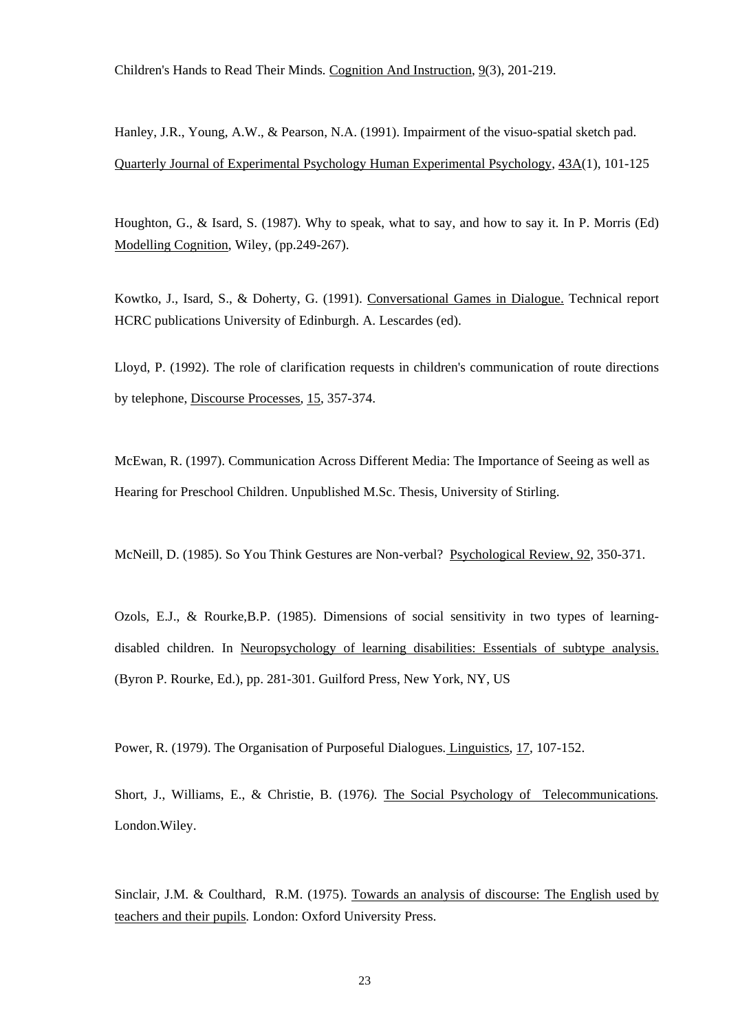Children's Hands to Read Their Minds. Cognition And Instruction, 9(3), 201-219.

Hanley, J.R., Young, A.W., & Pearson, N.A. (1991). Impairment of the visuo-spatial sketch pad. Quarterly Journal of Experimental Psychology Human Experimental Psychology, 43A(1), 101-125

Houghton, G., & Isard, S. (1987). Why to speak, what to say, and how to say it. In P. Morris (Ed) Modelling Cognition, Wiley, (pp.249-267).

Kowtko, J., Isard, S., & Doherty, G. (1991). Conversational Games in Dialogue. Technical report HCRC publications University of Edinburgh. A. Lescardes (ed).

Lloyd, P. (1992). The role of clarification requests in children's communication of route directions by telephone, Discourse Processes, 15, 357-374.

McEwan, R. (1997). Communication Across Different Media: The Importance of Seeing as well as Hearing for Preschool Children. Unpublished M.Sc. Thesis, University of Stirling.

McNeill, D. (1985). So You Think Gestures are Non-verbal? Psychological Review, 92, 350-371.

Ozols, E.J., & Rourke,B.P. (1985). Dimensions of social sensitivity in two types of learning-disabled children. In Neuropsychology of learning disabilities: Essentials of subtype analysis. (Byron P. Rourke, Ed.), pp. 281-301. Guilford Press, New York, NY, US

Power, R. (1979). The Organisation of Purposeful Dialogues. Linguistics, 17, 107-152.

Short, J., Williams, E., & Christie, B. (1976). The Social Psychology of Telecommunications. London.Wiley.

Sinclair, J.M. & Coulthard, R.M. (1975). Towards an analysis of discourse: The English used by teachers and their pupils. London: Oxford University Press.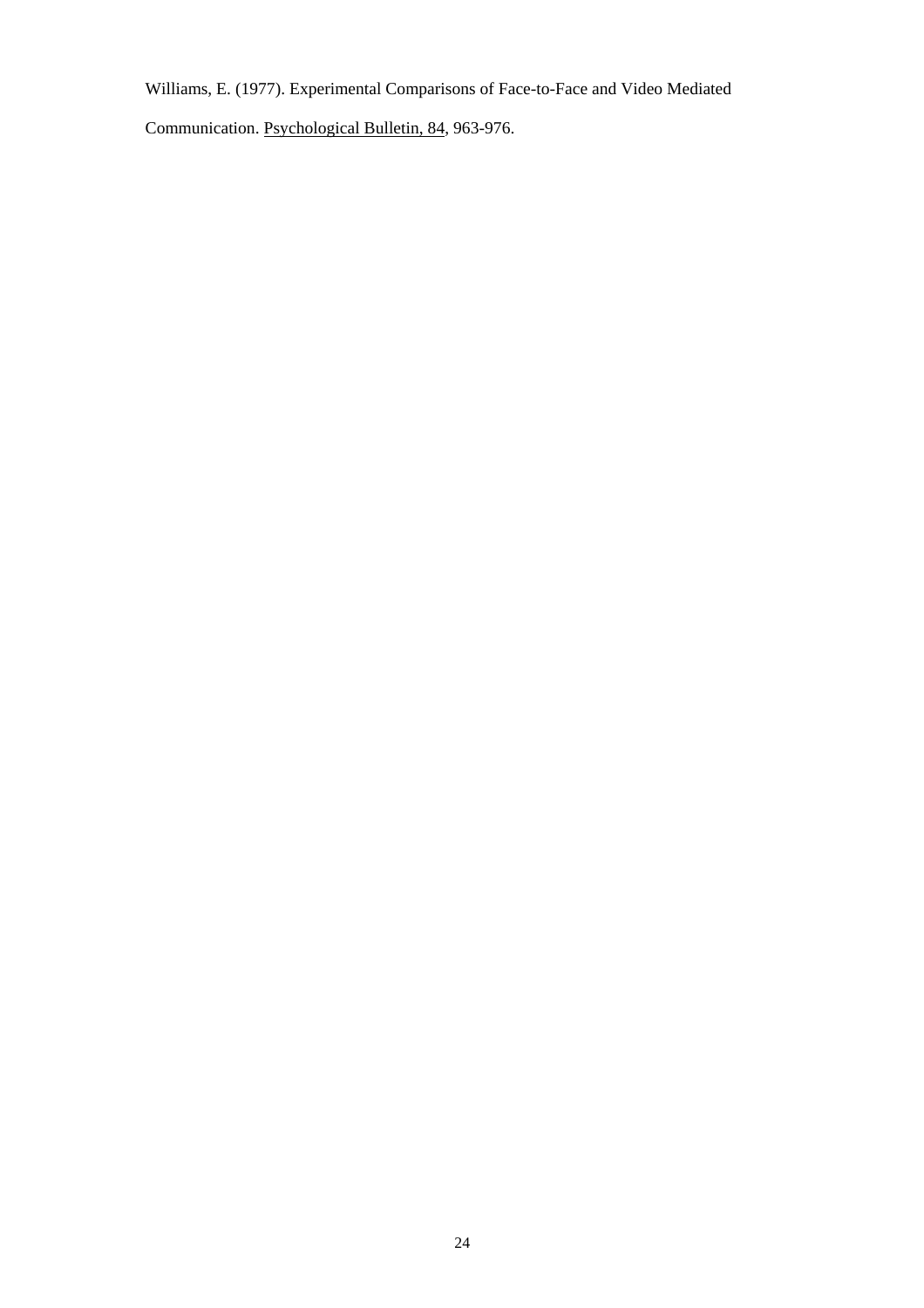Williams, E. (1977). Experimental Comparisons of Face-to-Face and Video Mediated Communication. Psychological Bulletin, 84, 963-976.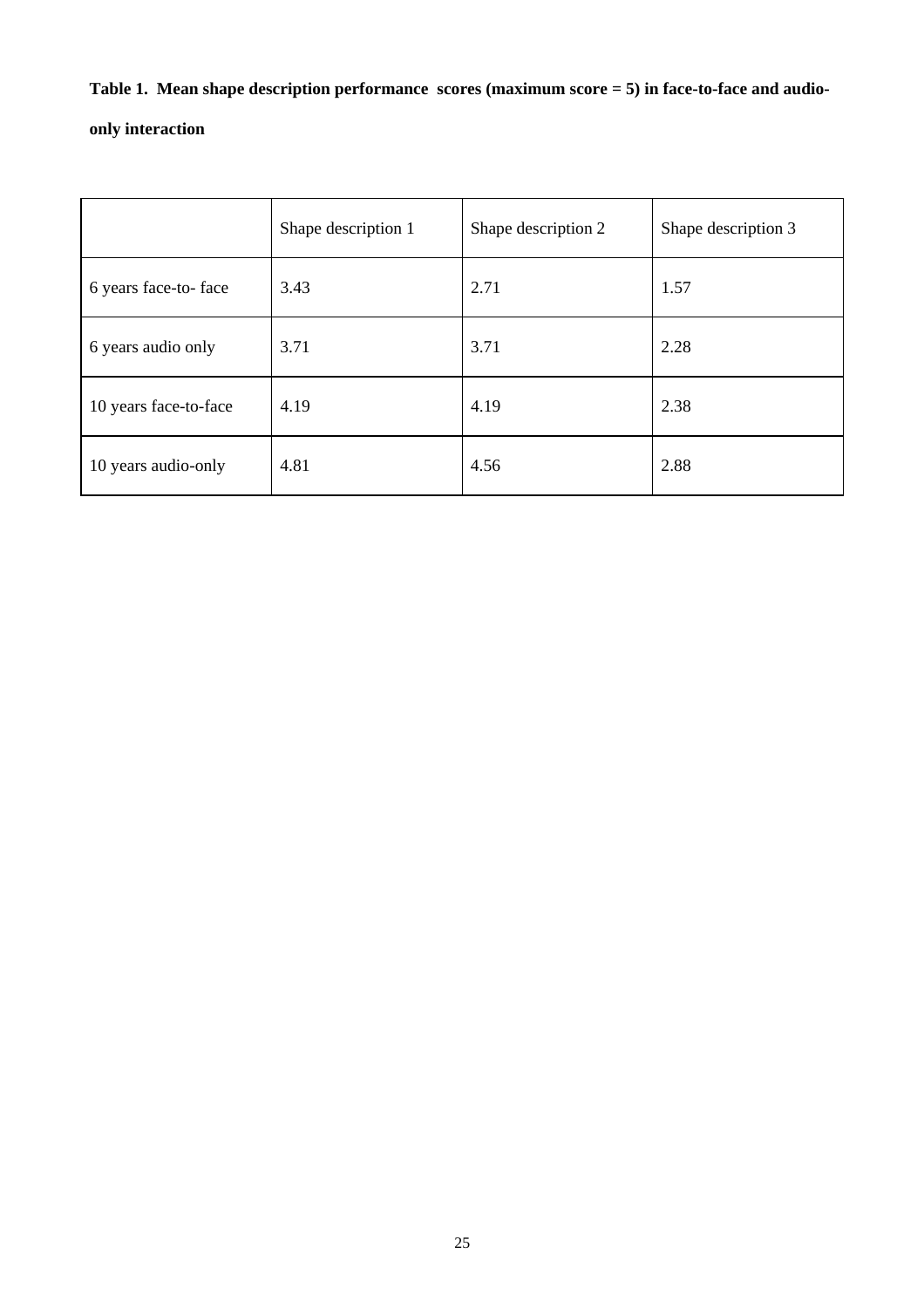**Table 1. Mean shape description performance scores (maximum score = 5) in face-to-face and audio-only interaction**

| | Shape description 1 | Shape description 2 | Shape description 3 |
|---|---|---|---|
| 6 years face-to- face | 3.43 | 2.71 | 1.57 |
| 6 years audio only | 3.71 | 3.71 | 2.28 |
| 10 years face-to-face | 4.19 | 4.19 | 2.38 |
| 10 years audio-only | 4.81 | 4.56 | 2.88 |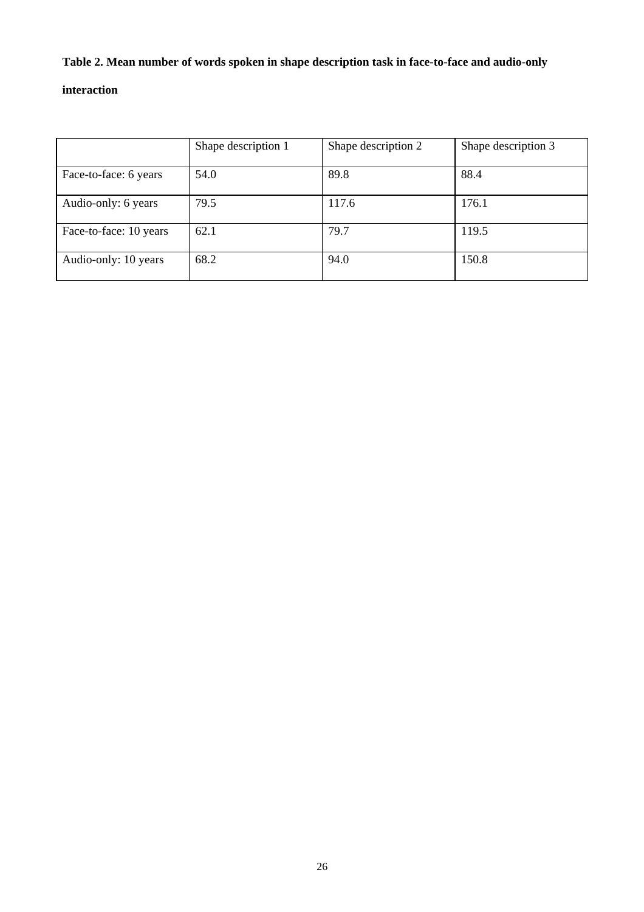**Table 2. Mean number of words spoken in shape description task in face-to-face and audio-only interaction**

| | Shape description 1 | Shape description 2 | Shape description 3 |
|---|---|---|---|
| Face-to-face: 6 years | 54.0 | 89.8 | 88.4 |
| Audio-only: 6 years | 79.5 | 117.6 | 176.1 |
| Face-to-face: 10 years | 62.1 | 79.7 | 119.5 |
| Audio-only: 10 years | 68.2 | 94.0 | 150.8 |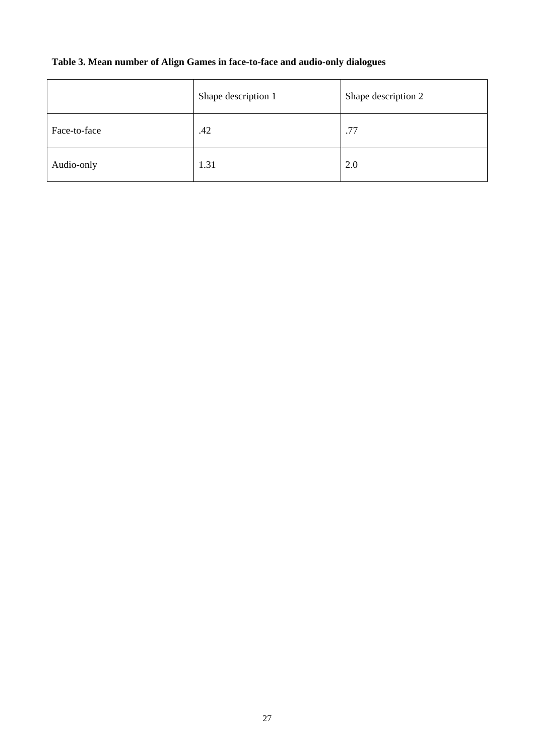**Table 3. Mean number of Align Games in face-to-face and audio-only dialogues**

| | Shape description 1 | Shape description 2 |
|---|---|---|
| Face-to-face | .42 | .77 |
| Audio-only | 1.31 | 2.0 |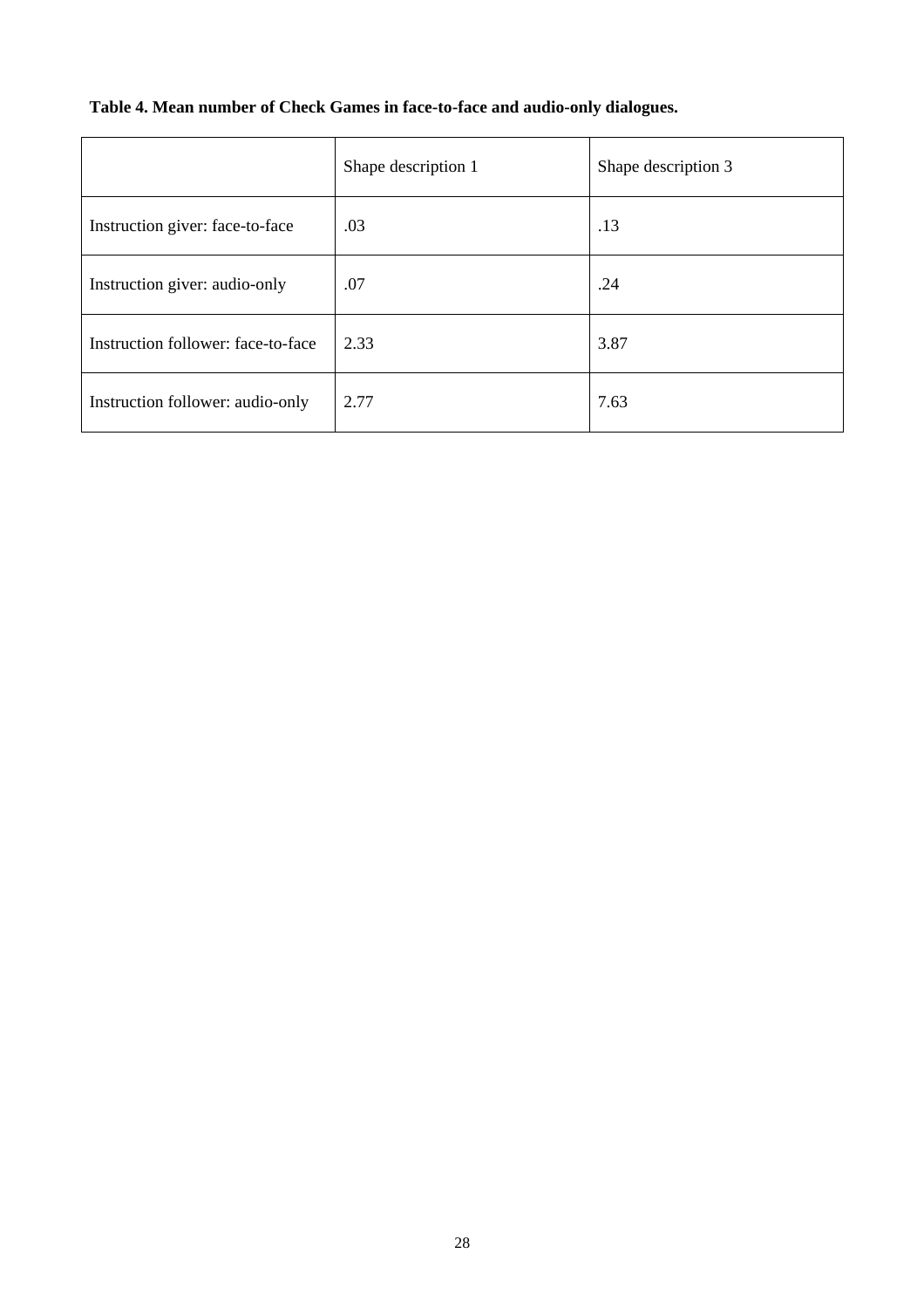**Table 4. Mean number of Check Games in face-to-face and audio-only dialogues.**

| | Shape description 1 | Shape description 3 |
|---|---|---|
| Instruction giver: face-to-face | .03 | .13 |
| Instruction giver: audio-only | .07 | .24 |
| Instruction follower: face-to-face | 2.33 | 3.87 |
| Instruction follower: audio-only | 2.77 | 7.63 |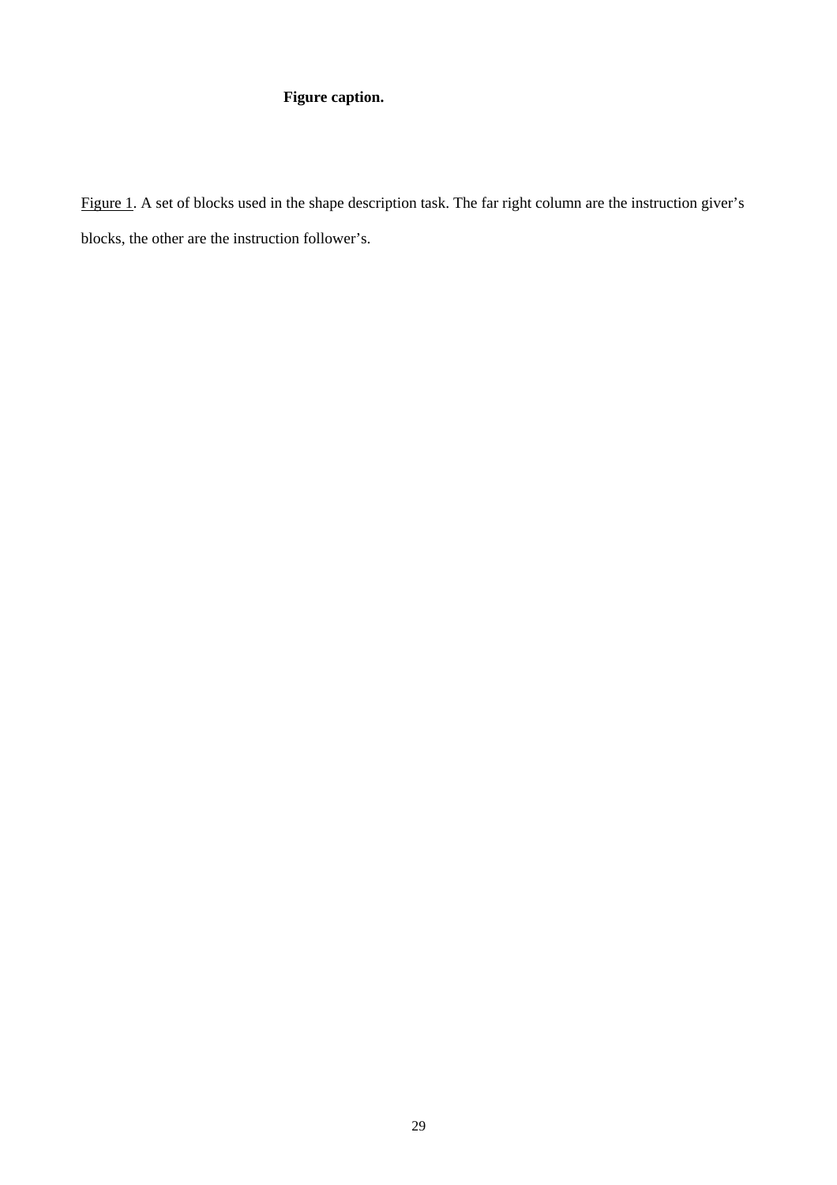**Figure caption.**

<u>Figure 1</u>. A set of blocks used in the shape description task. The far right column are the instruction giver's blocks, the other are the instruction follower's.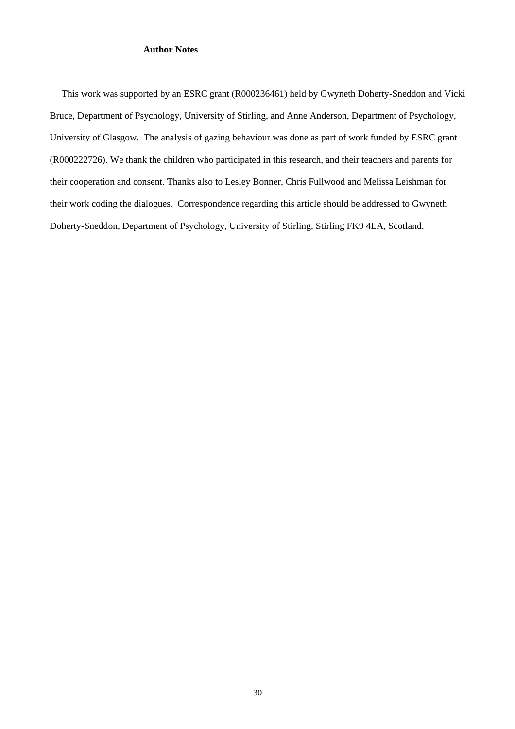**Author Notes**

This work was supported by an ESRC grant (R000236461) held by Gwyneth Doherty-Sneddon and Vicki Bruce, Department of Psychology, University of Stirling, and Anne Anderson, Department of Psychology, University of Glasgow. The analysis of gazing behaviour was done as part of work funded by ESRC grant (R000222726). We thank the children who participated in this research, and their teachers and parents for their cooperation and consent. Thanks also to Lesley Bonner, Chris Fullwood and Melissa Leishman for their work coding the dialogues. Correspondence regarding this article should be addressed to Gwyneth Doherty-Sneddon, Department of Psychology, University of Stirling, Stirling FK9 4LA, Scotland.